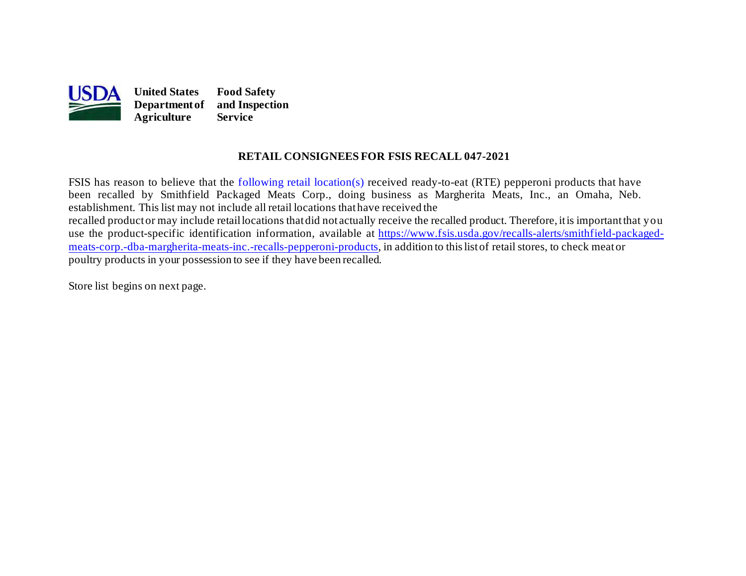**United States Department of Agriculture**

**Food Safety and Inspection Service**

## RETAIL CONSIGNEES FOR FSIS RECALL 047-2021

FSIS has reason to believe that the following retail location(s) received ready-to-eat (RTE) pepperoni products that have been recalled by Smithfield Packaged Meats Corp., doing business as Margherita Meats, Inc., an Omaha, Neb. establishment. This list may not include all retail locations that have received the recalled product or may include retail locations that did not actually receive the recalled product. Therefore, it is important that you use the product-specific identification information, available at [https://www.fsis.usda.gov/recalls-alerts/smithfield-packaged-meats-corp.-dba-margherita-meats-inc.-recalls-pepperoni-products](https://www.fsis.usda.gov/recalls-alerts/smithfield-packaged-meats-corp.-dba-margherita-meats-inc.-recalls-pepperoni-products), in addition to this list of retail stores, to check meat or poultry products in your possession to see if they have been recalled.

Store list begins on next page.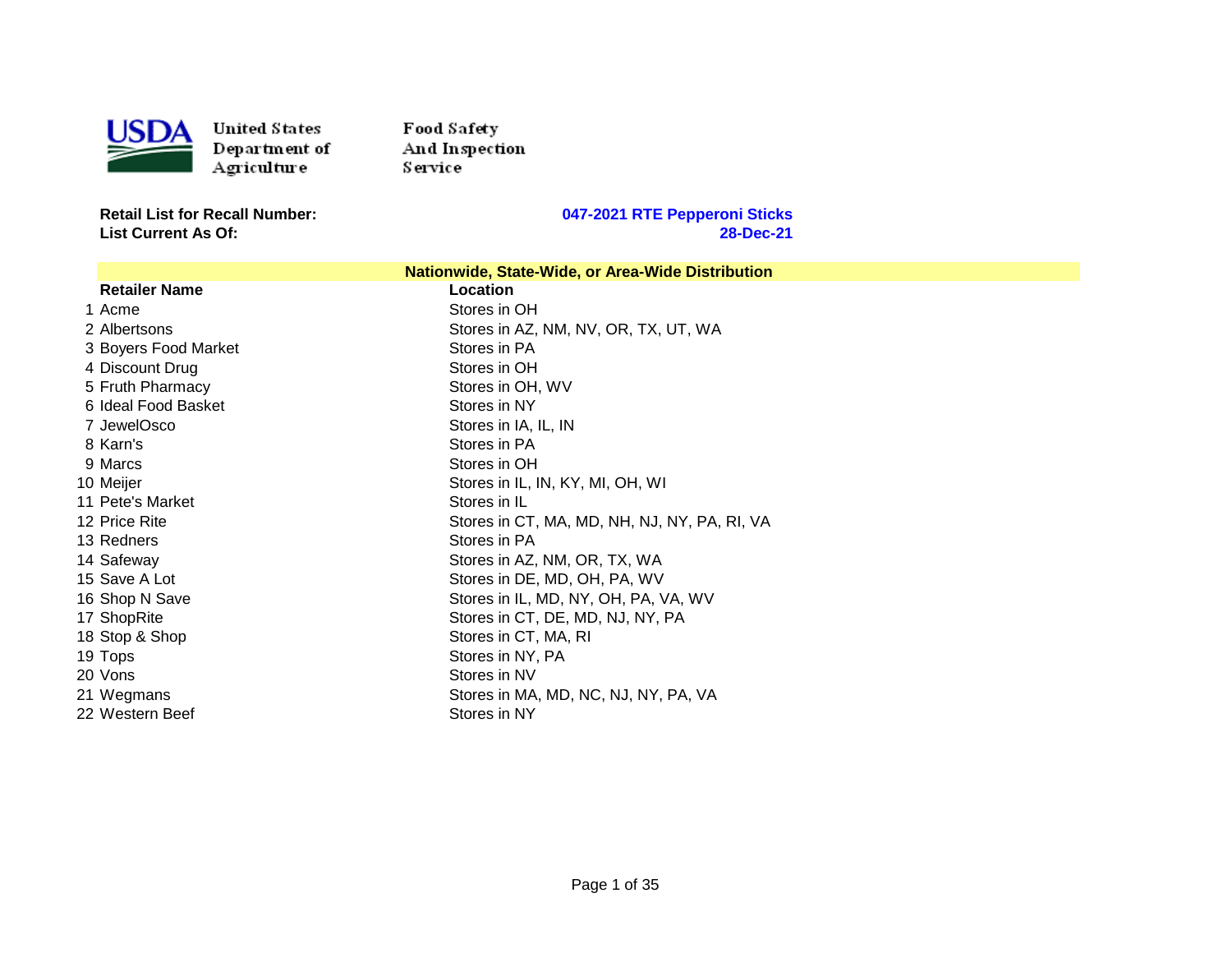United States Department of Agriculture

Food Safety And Inspection Service

**Retail List for Recall Number:** **047-2021 RTE Pepperoni Sticks**

**List Current As Of:** **28-Dec-21**

**Nationwide, State-Wide, or Area-Wide Distribution**

| | Retailer Name | Location |
|---|---|---|
| 1 | Acme | Stores in OH |
| 2 | Albertsons | Stores in AZ, NM, NV, OR, TX, UT, WA |
| 3 | Boyers Food Market | Stores in PA |
| 4 | Discount Drug | Stores in OH |
| 5 | Fruth Pharmacy | Stores in OH, WV |
| 6 | Ideal Food Basket | Stores in NY |
| 7 | JewelOsco | Stores in IA, IL, IN |
| 8 | Karn's | Stores in PA |
| 9 | Marcs | Stores in OH |
| 10 | Meijer | Stores in IL, IN, KY, MI, OH, WI |
| 11 | Pete's Market | Stores in IL |
| 12 | Price Rite | Stores in CT, MA, MD, NH, NJ, NY, PA, RI, VA |
| 13 | Redners | Stores in PA |
| 14 | Safeway | Stores in AZ, NM, OR, TX, WA |
| 15 | Save A Lot | Stores in DE, MD, OH, PA, WV |
| 16 | Shop N Save | Stores in IL, MD, NY, OH, PA, VA, WV |
| 17 | ShopRite | Stores in CT, DE, MD, NJ, NY, PA |
| 18 | Stop & Shop | Stores in CT, MA, RI |
| 19 | Tops | Stores in NY, PA |
| 20 | Vons | Stores in NV |
| 21 | Wegmans | Stores in MA, MD, NC, NJ, NY, PA, VA |
| 22 | Western Beef | Stores in NY |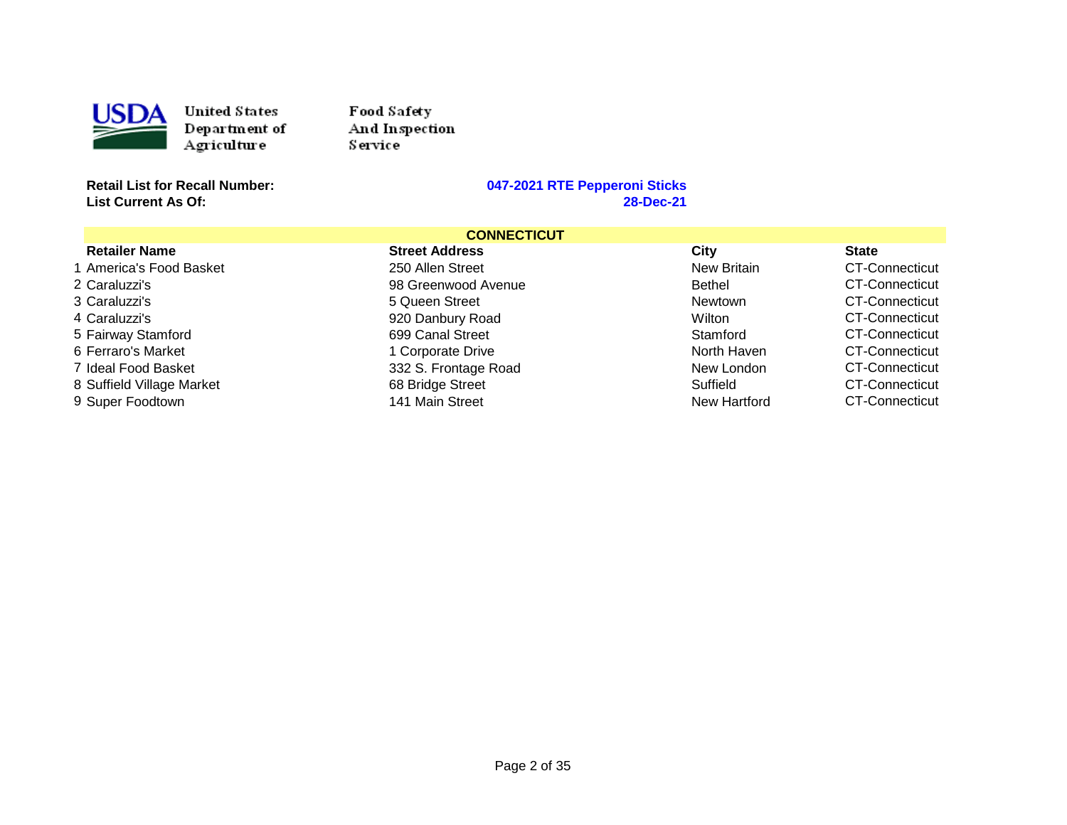United States Department of Agriculture

Food Safety And Inspection Service

**Retail List for Recall Number:** **047-2021 RTE Pepperoni Sticks**
**List Current As Of:** **28-Dec-21**

| | Retailer Name | Street Address | City | State |
|---|---|---|---|---|
| | **CONNECTICUT** | | | |
| 1 | America's Food Basket | 250 Allen Street | New Britain | CT-Connecticut |
| 2 | Caraluzzi's | 98 Greenwood Avenue | Bethel | CT-Connecticut |
| 3 | Caraluzzi's | 5 Queen Street | Newtown | CT-Connecticut |
| 4 | Caraluzzi's | 920 Danbury Road | Wilton | CT-Connecticut |
| 5 | Fairway Stamford | 699 Canal Street | Stamford | CT-Connecticut |
| 6 | Ferraro's Market | 1 Corporate Drive | North Haven | CT-Connecticut |
| 7 | Ideal Food Basket | 332 S. Frontage Road | New London | CT-Connecticut |
| 8 | Suffield Village Market | 68 Bridge Street | Suffield | CT-Connecticut |
| 9 | Super Foodtown | 141 Main Street | New Hartford | CT-Connecticut |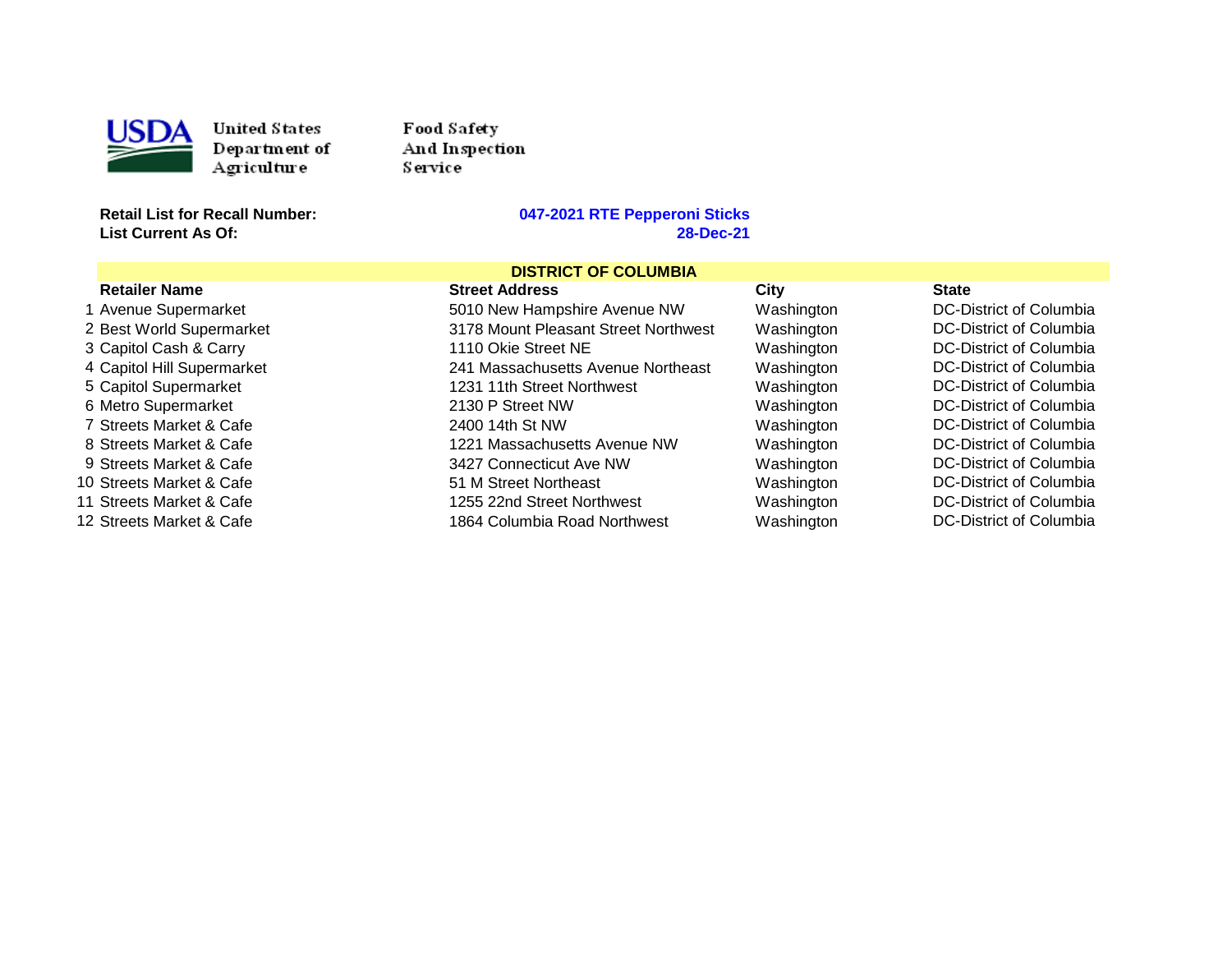United States Department of Agriculture

Food Safety And Inspection Service

**Retail List for Recall Number:** **047-2021 RTE Pepperoni Sticks**

**List Current As Of:** **28-Dec-21**

**DISTRICT OF COLUMBIA**

| | Retailer Name | Street Address | City | State |
|---|---|---|---|---|
| 1 | Avenue Supermarket | 5010 New Hampshire Avenue NW | Washington | DC-District of Columbia |
| 2 | Best World Supermarket | 3178 Mount Pleasant Street Northwest | Washington | DC-District of Columbia |
| 3 | Capitol Cash & Carry | 1110 Okie Street NE | Washington | DC-District of Columbia |
| 4 | Capitol Hill Supermarket | 241 Massachusetts Avenue Northeast | Washington | DC-District of Columbia |
| 5 | Capitol Supermarket | 1231 11th Street Northwest | Washington | DC-District of Columbia |
| 6 | Metro Supermarket | 2130 P Street NW | Washington | DC-District of Columbia |
| 7 | Streets Market & Cafe | 2400 14th St NW | Washington | DC-District of Columbia |
| 8 | Streets Market & Cafe | 1221 Massachusetts Avenue NW | Washington | DC-District of Columbia |
| 9 | Streets Market & Cafe | 3427 Connecticut Ave NW | Washington | DC-District of Columbia |
| 10 | Streets Market & Cafe | 51 M Street Northeast | Washington | DC-District of Columbia |
| 11 | Streets Market & Cafe | 1255 22nd Street Northwest | Washington | DC-District of Columbia |
| 12 | Streets Market & Cafe | 1864 Columbia Road Northwest | Washington | DC-District of Columbia |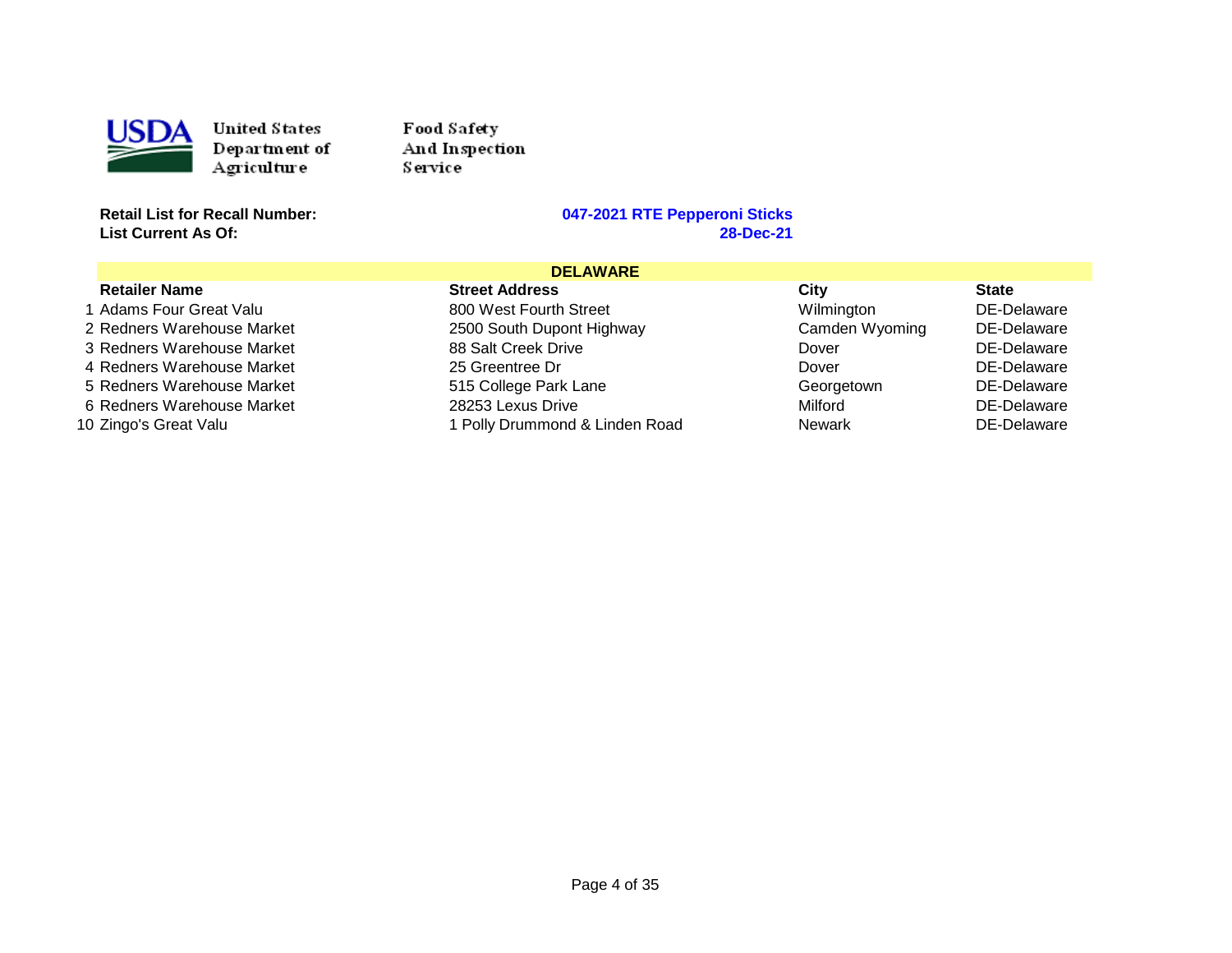United States Department of Agriculture

Food Safety And Inspection Service

**Retail List for Recall Number:** **047-2021 RTE Pepperoni Sticks**
**List Current As Of:** **28-Dec-21**

| | Retailer Name | Street Address | City | State |
|---|---|---|---|---|
| | **DELAWARE** | | | |
| 1 | Adams Four Great Valu | 800 West Fourth Street | Wilmington | DE-Delaware |
| 2 | Redners Warehouse Market | 2500 South Dupont Highway | Camden Wyoming | DE-Delaware |
| 3 | Redners Warehouse Market | 88 Salt Creek Drive | Dover | DE-Delaware |
| 4 | Redners Warehouse Market | 25 Greentree Dr | Dover | DE-Delaware |
| 5 | Redners Warehouse Market | 515 College Park Lane | Georgetown | DE-Delaware |
| 6 | Redners Warehouse Market | 28253 Lexus Drive | Milford | DE-Delaware |
| 10 | Zingo's Great Valu | 1 Polly Drummond & Linden Road | Newark | DE-Delaware |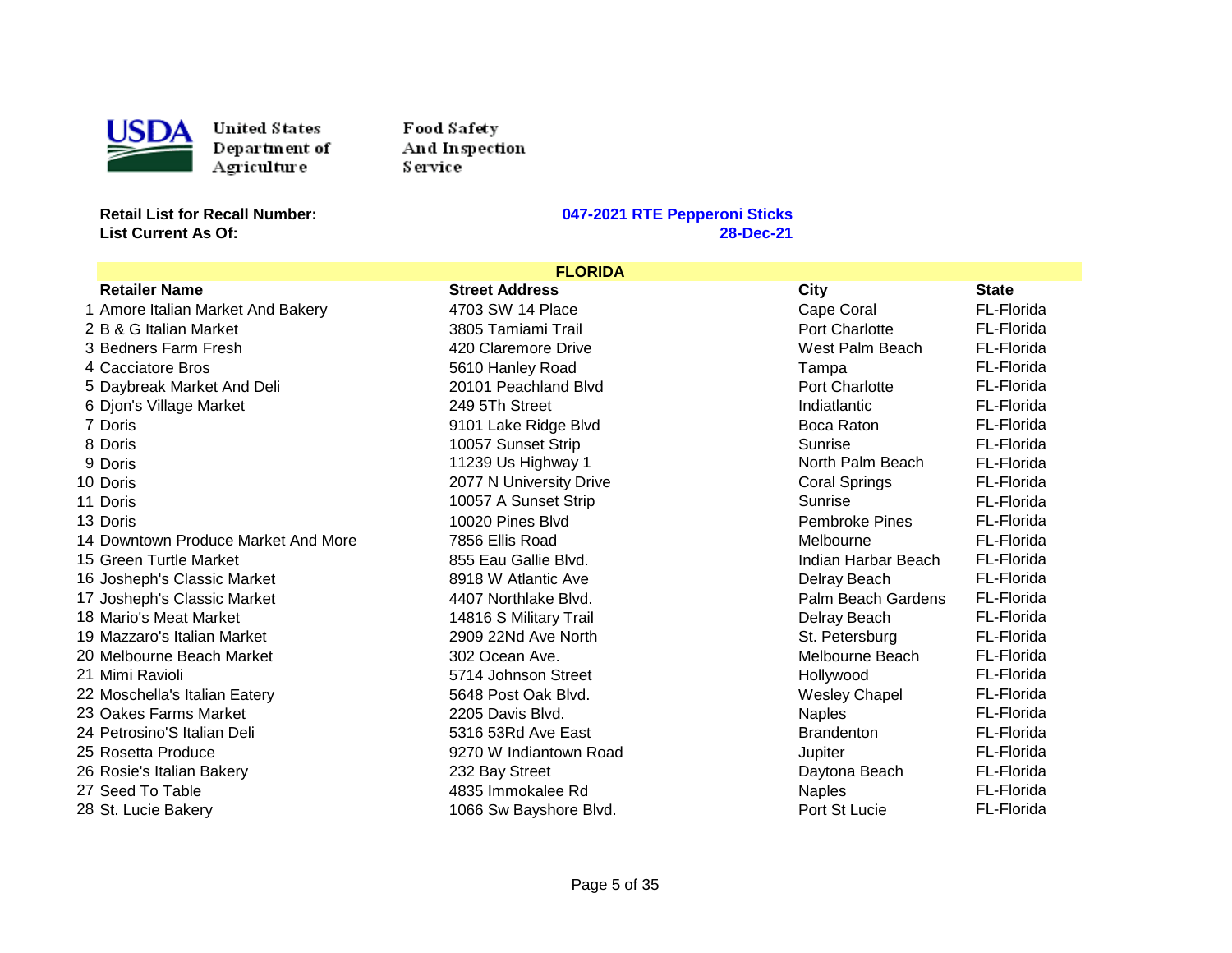United States Department of Agriculture — Food Safety And Inspection Service

**Retail List for Recall Number:** **047-2021 RTE Pepperoni Sticks**
**List Current As Of:** **28-Dec-21**

## FLORIDA

| | Retailer Name | Street Address | City | State |
|---|---|---|---|---|
| 1 | Amore Italian Market And Bakery | 4703 SW 14 Place | Cape Coral | FL-Florida |
| 2 | B & G Italian Market | 3805 Tamiami Trail | Port Charlotte | FL-Florida |
| 3 | Bedners Farm Fresh | 420 Claremore Drive | West Palm Beach | FL-Florida |
| 4 | Cacciatore Bros | 5610 Hanley Road | Tampa | FL-Florida |
| 5 | Daybreak Market And Deli | 20101 Peachland Blvd | Port Charlotte | FL-Florida |
| 6 | Djon's Village Market | 249 5Th Street | Indiatlantic | FL-Florida |
| 7 | Doris | 9101 Lake Ridge Blvd | Boca Raton | FL-Florida |
| 8 | Doris | 10057 Sunset Strip | Sunrise | FL-Florida |
| 9 | Doris | 11239 Us Highway 1 | North Palm Beach | FL-Florida |
| 10 | Doris | 2077 N University Drive | Coral Springs | FL-Florida |
| 11 | Doris | 10057 A Sunset Strip | Sunrise | FL-Florida |
| 13 | Doris | 10020 Pines Blvd | Pembroke Pines | FL-Florida |
| 14 | Downtown Produce Market And More | 7856 Ellis Road | Melbourne | FL-Florida |
| 15 | Green Turtle Market | 855 Eau Gallie Blvd. | Indian Harbar Beach | FL-Florida |
| 16 | Josheph's Classic Market | 8918 W Atlantic Ave | Delray Beach | FL-Florida |
| 17 | Josheph's Classic Market | 4407 Northlake Blvd. | Palm Beach Gardens | FL-Florida |
| 18 | Mario's Meat Market | 14816 S Military Trail | Delray Beach | FL-Florida |
| 19 | Mazzaro's Italian Market | 2909 22Nd Ave North | St. Petersburg | FL-Florida |
| 20 | Melbourne Beach Market | 302 Ocean Ave. | Melbourne Beach | FL-Florida |
| 21 | Mimi Ravioli | 5714 Johnson Street | Hollywood | FL-Florida |
| 22 | Moschella's Italian Eatery | 5648 Post Oak Blvd. | Wesley Chapel | FL-Florida |
| 23 | Oakes Farms Market | 2205 Davis Blvd. | Naples | FL-Florida |
| 24 | Petrosino'S Italian Deli | 5316 53Rd Ave East | Brandenton | FL-Florida |
| 25 | Rosetta Produce | 9270 W Indiantown Road | Jupiter | FL-Florida |
| 26 | Rosie's Italian Bakery | 232 Bay Street | Daytona Beach | FL-Florida |
| 27 | Seed To Table | 4835 Immokalee Rd | Naples | FL-Florida |
| 28 | St. Lucie Bakery | 1066 Sw Bayshore Blvd. | Port St Lucie | FL-Florida |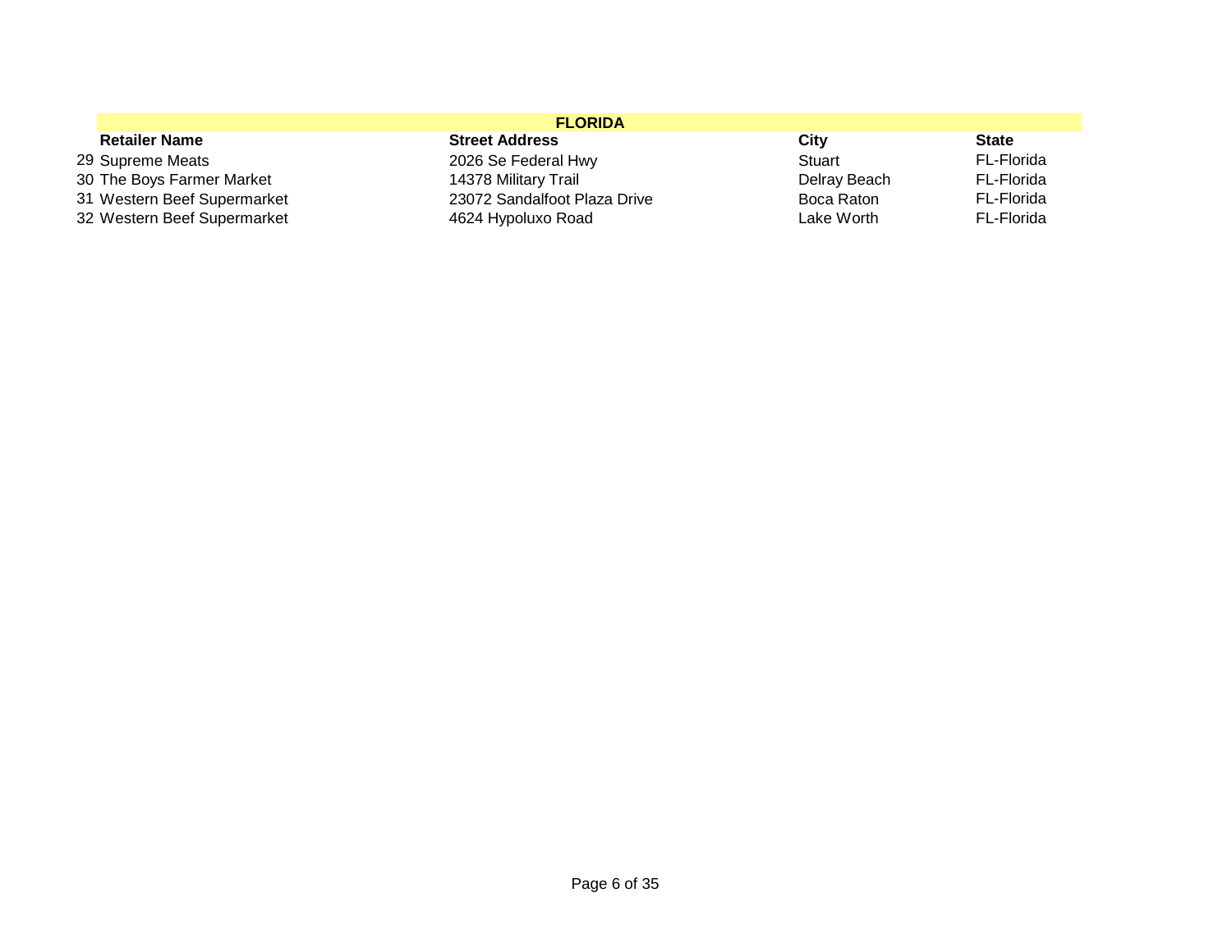| | FLORIDA | | | |
|---|---|---|---|---|
| | Retailer Name | Street Address | City | State |
| 29 | Supreme Meats | 2026 Se Federal Hwy | Stuart | FL-Florida |
| 30 | The Boys Farmer Market | 14378 Military Trail | Delray Beach | FL-Florida |
| 31 | Western Beef Supermarket | 23072 Sandalfoot Plaza Drive | Boca Raton | FL-Florida |
| 32 | Western Beef Supermarket | 4624 Hypoluxo Road | Lake Worth | FL-Florida |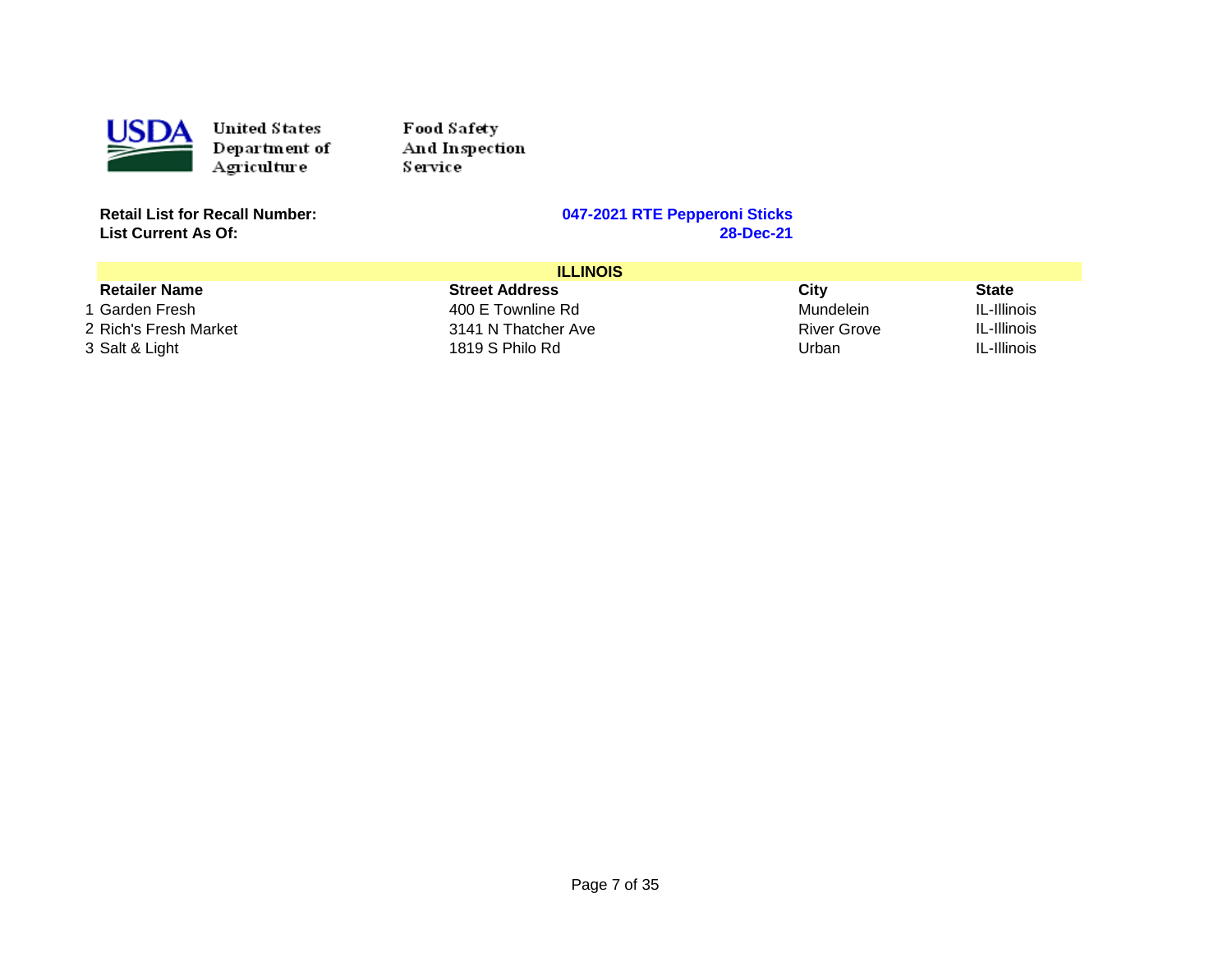United States Department of Agriculture

Food Safety And Inspection Service

**Retail List for Recall Number:** **047-2021 RTE Pepperoni Sticks**
**List Current As Of:** **28-Dec-21**

| | ILLINOIS | | | |
|---|---|---|---|---|
| | **Retailer Name** | **Street Address** | **City** | **State** |
| 1 | Garden Fresh | 400 E Townline Rd | Mundelein | IL-Illinois |
| 2 | Rich's Fresh Market | 3141 N Thatcher Ave | River Grove | IL-Illinois |
| 3 | Salt & Light | 1819 S Philo Rd | Urban | IL-Illinois |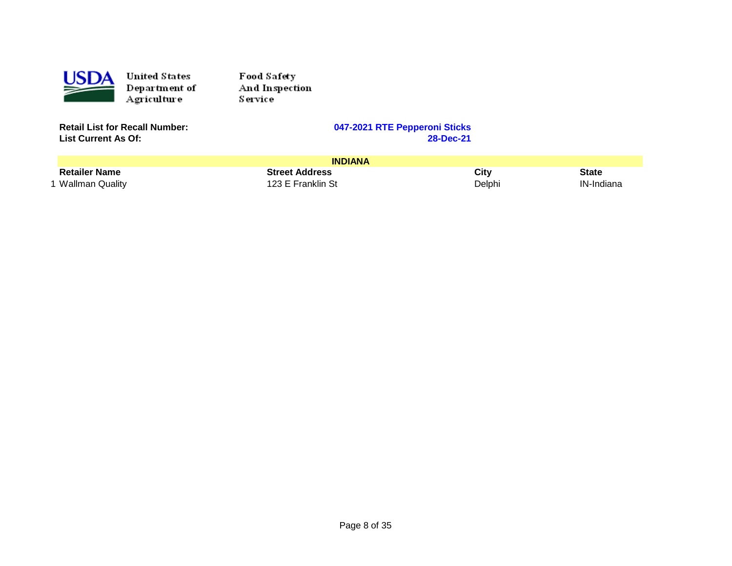United States Department of Agriculture

Food Safety And Inspection Service

**Retail List for Recall Number:** **047-2021 RTE Pepperoni Sticks**
**List Current As Of:** **28-Dec-21**

| | **INDIANA** | | | |
|---|---|---|---|---|
| | **Retailer Name** | **Street Address** | **City** | **State** |
| 1 | Wallman Quality | 123 E Franklin St | Delphi | IN-Indiana |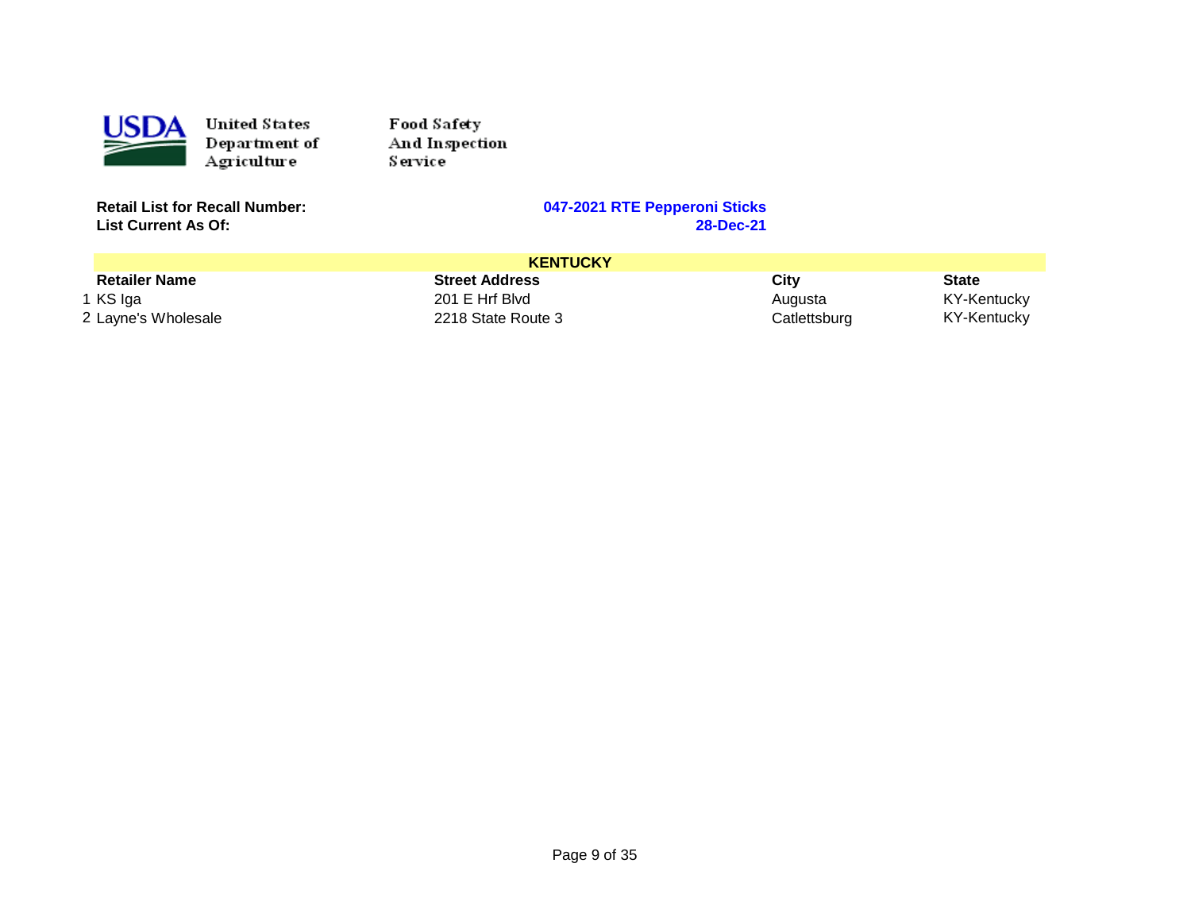United States Department of Agriculture

Food Safety And Inspection Service

**Retail List for Recall Number:** **047-2021 RTE Pepperoni Sticks**
**List Current As Of:** **28-Dec-21**

| | **KENTUCKY** | | | |
|---|---|---|---|---|
| | **Retailer Name** | **Street Address** | **City** | **State** |
| 1 | KS Iga | 201 E Hrf Blvd | Augusta | KY-Kentucky |
| 2 | Layne's Wholesale | 2218 State Route 3 | Catlettsburg | KY-Kentucky |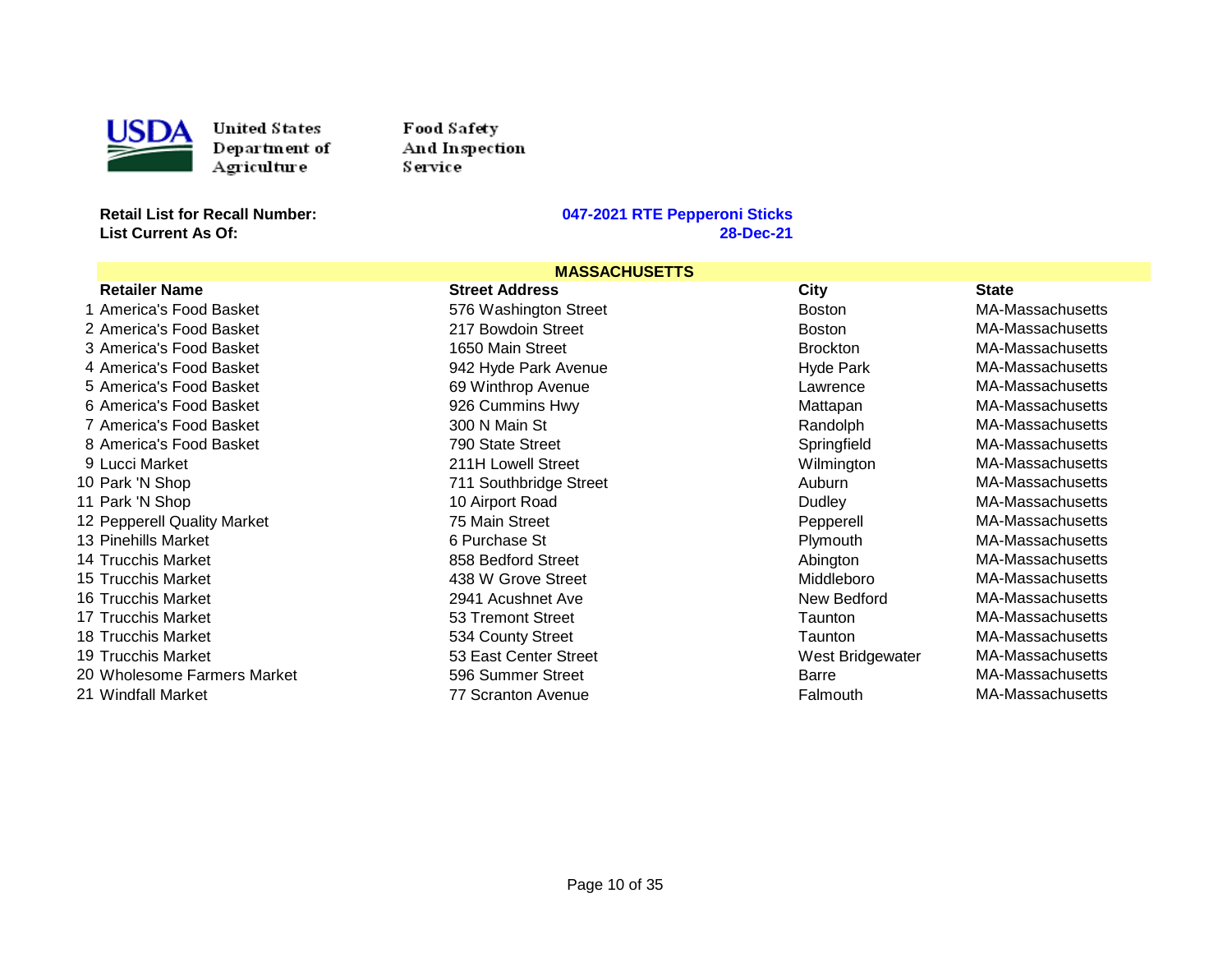United States Department of Agriculture

Food Safety And Inspection Service

**Retail List for Recall Number:** **047-2021 RTE Pepperoni Sticks**

**List Current As Of:** **28-Dec-21**

## MASSACHUSETTS

| | Retailer Name | Street Address | City | State |
|---|---|---|---|---|
| 1 | America's Food Basket | 576 Washington Street | Boston | MA-Massachusetts |
| 2 | America's Food Basket | 217 Bowdoin Street | Boston | MA-Massachusetts |
| 3 | America's Food Basket | 1650 Main Street | Brockton | MA-Massachusetts |
| 4 | America's Food Basket | 942 Hyde Park Avenue | Hyde Park | MA-Massachusetts |
| 5 | America's Food Basket | 69 Winthrop Avenue | Lawrence | MA-Massachusetts |
| 6 | America's Food Basket | 926 Cummins Hwy | Mattapan | MA-Massachusetts |
| 7 | America's Food Basket | 300 N Main St | Randolph | MA-Massachusetts |
| 8 | America's Food Basket | 790 State Street | Springfield | MA-Massachusetts |
| 9 | Lucci Market | 211H Lowell Street | Wilmington | MA-Massachusetts |
| 10 | Park 'N Shop | 711 Southbridge Street | Auburn | MA-Massachusetts |
| 11 | Park 'N Shop | 10 Airport Road | Dudley | MA-Massachusetts |
| 12 | Pepperell Quality Market | 75 Main Street | Pepperell | MA-Massachusetts |
| 13 | Pinehills Market | 6 Purchase St | Plymouth | MA-Massachusetts |
| 14 | Trucchis Market | 858 Bedford Street | Abington | MA-Massachusetts |
| 15 | Trucchis Market | 438 W Grove Street | Middleboro | MA-Massachusetts |
| 16 | Trucchis Market | 2941 Acushnet Ave | New Bedford | MA-Massachusetts |
| 17 | Trucchis Market | 53 Tremont Street | Taunton | MA-Massachusetts |
| 18 | Trucchis Market | 534 County Street | Taunton | MA-Massachusetts |
| 19 | Trucchis Market | 53 East Center Street | West Bridgewater | MA-Massachusetts |
| 20 | Wholesome Farmers Market | 596 Summer Street | Barre | MA-Massachusetts |
| 21 | Windfall Market | 77 Scranton Avenue | Falmouth | MA-Massachusetts |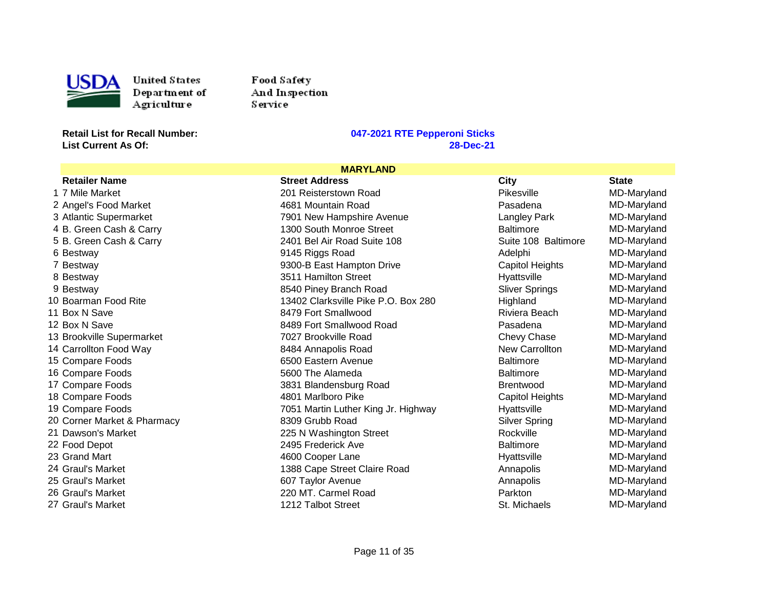United States Department of Agriculture

Food Safety And Inspection Service

**Retail List for Recall Number:** **047-2021 RTE Pepperoni Sticks**

**List Current As Of:** **28-Dec-21**

**MARYLAND**

| | Retailer Name | Street Address | City | State |
|---|---|---|---|---|
| 1 | 7 Mile Market | 201 Reisterstown Road | Pikesville | MD-Maryland |
| 2 | Angel's Food Market | 4681 Mountain Road | Pasadena | MD-Maryland |
| 3 | Atlantic Supermarket | 7901 New Hampshire Avenue | Langley Park | MD-Maryland |
| 4 | B. Green Cash & Carry | 1300 South Monroe Street | Baltimore | MD-Maryland |
| 5 | B. Green Cash & Carry | 2401 Bel Air Road Suite 108 | Suite 108 Baltimore | MD-Maryland |
| 6 | Bestway | 9145 Riggs Road | Adelphi | MD-Maryland |
| 7 | Bestway | 9300-B East Hampton Drive | Capitol Heights | MD-Maryland |
| 8 | Bestway | 3511 Hamilton Street | Hyattsville | MD-Maryland |
| 9 | Bestway | 8540 Piney Branch Road | Sliver Springs | MD-Maryland |
| 10 | Boarman Food Rite | 13402 Clarksville Pike P.O. Box 280 | Highland | MD-Maryland |
| 11 | Box N Save | 8479 Fort Smallwood | Riviera Beach | MD-Maryland |
| 12 | Box N Save | 8489 Fort Smallwood Road | Pasadena | MD-Maryland |
| 13 | Brookville Supermarket | 7027 Brookville Road | Chevy Chase | MD-Maryland |
| 14 | Carrollton Food Way | 8484 Annapolis Road | New Carrollton | MD-Maryland |
| 15 | Compare Foods | 6500 Eastern Avenue | Baltimore | MD-Maryland |
| 16 | Compare Foods | 5600 The Alameda | Baltimore | MD-Maryland |
| 17 | Compare Foods | 3831 Blandensburg Road | Brentwood | MD-Maryland |
| 18 | Compare Foods | 4801 Marlboro Pike | Capitol Heights | MD-Maryland |
| 19 | Compare Foods | 7051 Martin Luther King Jr. Highway | Hyattsville | MD-Maryland |
| 20 | Corner Market & Pharmacy | 8309 Grubb Road | Silver Spring | MD-Maryland |
| 21 | Dawson's Market | 225 N Washington Street | Rockville | MD-Maryland |
| 22 | Food Depot | 2495 Frederick Ave | Baltimore | MD-Maryland |
| 23 | Grand Mart | 4600 Cooper Lane | Hyattsville | MD-Maryland |
| 24 | Graul's Market | 1388 Cape Street Claire Road | Annapolis | MD-Maryland |
| 25 | Graul's Market | 607 Taylor Avenue | Annapolis | MD-Maryland |
| 26 | Graul's Market | 220 MT. Carmel Road | Parkton | MD-Maryland |
| 27 | Graul's Market | 1212 Talbot Street | St. Michaels | MD-Maryland |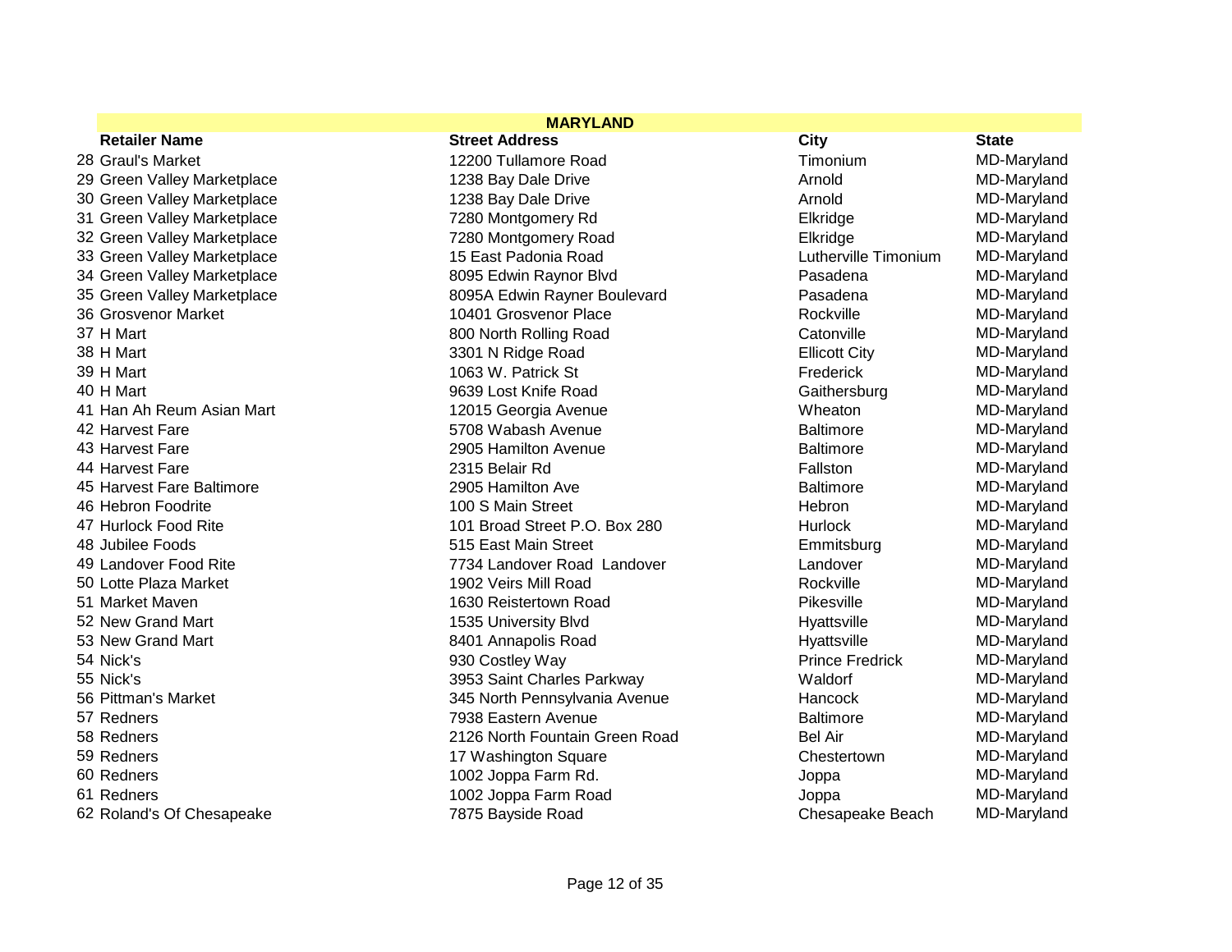| | MARYLAND | | | |
|---|---|---|---|---|
| | **Retailer Name** | **Street Address** | **City** | **State** |
| 28 | Graul's Market | 12200 Tullamore Road | Timonium | MD-Maryland |
| 29 | Green Valley Marketplace | 1238 Bay Dale Drive | Arnold | MD-Maryland |
| 30 | Green Valley Marketplace | 1238 Bay Dale Drive | Arnold | MD-Maryland |
| 31 | Green Valley Marketplace | 7280 Montgomery Rd | Elkridge | MD-Maryland |
| 32 | Green Valley Marketplace | 7280 Montgomery Road | Elkridge | MD-Maryland |
| 33 | Green Valley Marketplace | 15 East Padonia Road | Lutherville Timonium | MD-Maryland |
| 34 | Green Valley Marketplace | 8095 Edwin Raynor Blvd | Pasadena | MD-Maryland |
| 35 | Green Valley Marketplace | 8095A Edwin Rayner Boulevard | Pasadena | MD-Maryland |
| 36 | Grosvenor Market | 10401 Grosvenor Place | Rockville | MD-Maryland |
| 37 | H Mart | 800 North Rolling Road | Catonville | MD-Maryland |
| 38 | H Mart | 3301 N Ridge Road | Ellicott City | MD-Maryland |
| 39 | H Mart | 1063 W. Patrick St | Frederick | MD-Maryland |
| 40 | H Mart | 9639 Lost Knife Road | Gaithersburg | MD-Maryland |
| 41 | Han Ah Reum Asian Mart | 12015 Georgia Avenue | Wheaton | MD-Maryland |
| 42 | Harvest Fare | 5708 Wabash Avenue | Baltimore | MD-Maryland |
| 43 | Harvest Fare | 2905 Hamilton Avenue | Baltimore | MD-Maryland |
| 44 | Harvest Fare | 2315 Belair Rd | Fallston | MD-Maryland |
| 45 | Harvest Fare Baltimore | 2905 Hamilton Ave | Baltimore | MD-Maryland |
| 46 | Hebron Foodrite | 100 S Main Street | Hebron | MD-Maryland |
| 47 | Hurlock Food Rite | 101 Broad Street P.O. Box 280 | Hurlock | MD-Maryland |
| 48 | Jubilee Foods | 515 East Main Street | Emmitsburg | MD-Maryland |
| 49 | Landover Food Rite | 7734 Landover Road Landover | Landover | MD-Maryland |
| 50 | Lotte Plaza Market | 1902 Veirs Mill Road | Rockville | MD-Maryland |
| 51 | Market Maven | 1630 Reistertown Road | Pikesville | MD-Maryland |
| 52 | New Grand Mart | 1535 University Blvd | Hyattsville | MD-Maryland |
| 53 | New Grand Mart | 8401 Annapolis Road | Hyattsville | MD-Maryland |
| 54 | Nick's | 930 Costley Way | Prince Fredrick | MD-Maryland |
| 55 | Nick's | 3953 Saint Charles Parkway | Waldorf | MD-Maryland |
| 56 | Pittman's Market | 345 North Pennsylvania Avenue | Hancock | MD-Maryland |
| 57 | Redners | 7938 Eastern Avenue | Baltimore | MD-Maryland |
| 58 | Redners | 2126 North Fountain Green Road | Bel Air | MD-Maryland |
| 59 | Redners | 17 Washington Square | Chestertown | MD-Maryland |
| 60 | Redners | 1002 Joppa Farm Rd. | Joppa | MD-Maryland |
| 61 | Redners | 1002 Joppa Farm Road | Joppa | MD-Maryland |
| 62 | Roland's Of Chesapeake | 7875 Bayside Road | Chesapeake Beach | MD-Maryland |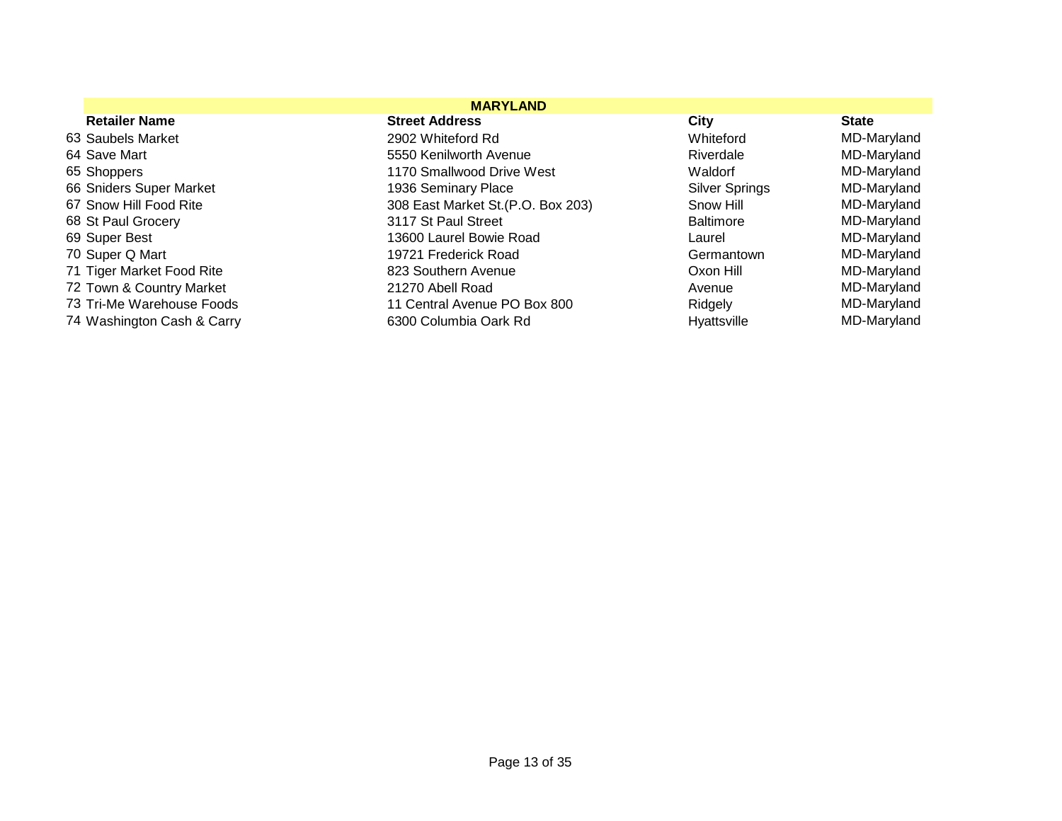| | MARYLAND | | | |
|---|---|---|---|---|
| | **Retailer Name** | **Street Address** | **City** | **State** |
| 63 | Saubels Market | 2902 Whiteford Rd | Whiteford | MD-Maryland |
| 64 | Save Mart | 5550 Kenilworth Avenue | Riverdale | MD-Maryland |
| 65 | Shoppers | 1170 Smallwood Drive West | Waldorf | MD-Maryland |
| 66 | Sniders Super Market | 1936 Seminary Place | Silver Springs | MD-Maryland |
| 67 | Snow Hill Food Rite | 308 East Market St.(P.O. Box 203) | Snow Hill | MD-Maryland |
| 68 | St Paul Grocery | 3117 St Paul Street | Baltimore | MD-Maryland |
| 69 | Super Best | 13600 Laurel Bowie Road | Laurel | MD-Maryland |
| 70 | Super Q Mart | 19721 Frederick Road | Germantown | MD-Maryland |
| 71 | Tiger Market Food Rite | 823 Southern Avenue | Oxon Hill | MD-Maryland |
| 72 | Town & Country Market | 21270 Abell Road | Avenue | MD-Maryland |
| 73 | Tri-Me Warehouse Foods | 11 Central Avenue PO Box 800 | Ridgely | MD-Maryland |
| 74 | Washington Cash & Carry | 6300 Columbia Oark Rd | Hyattsville | MD-Maryland |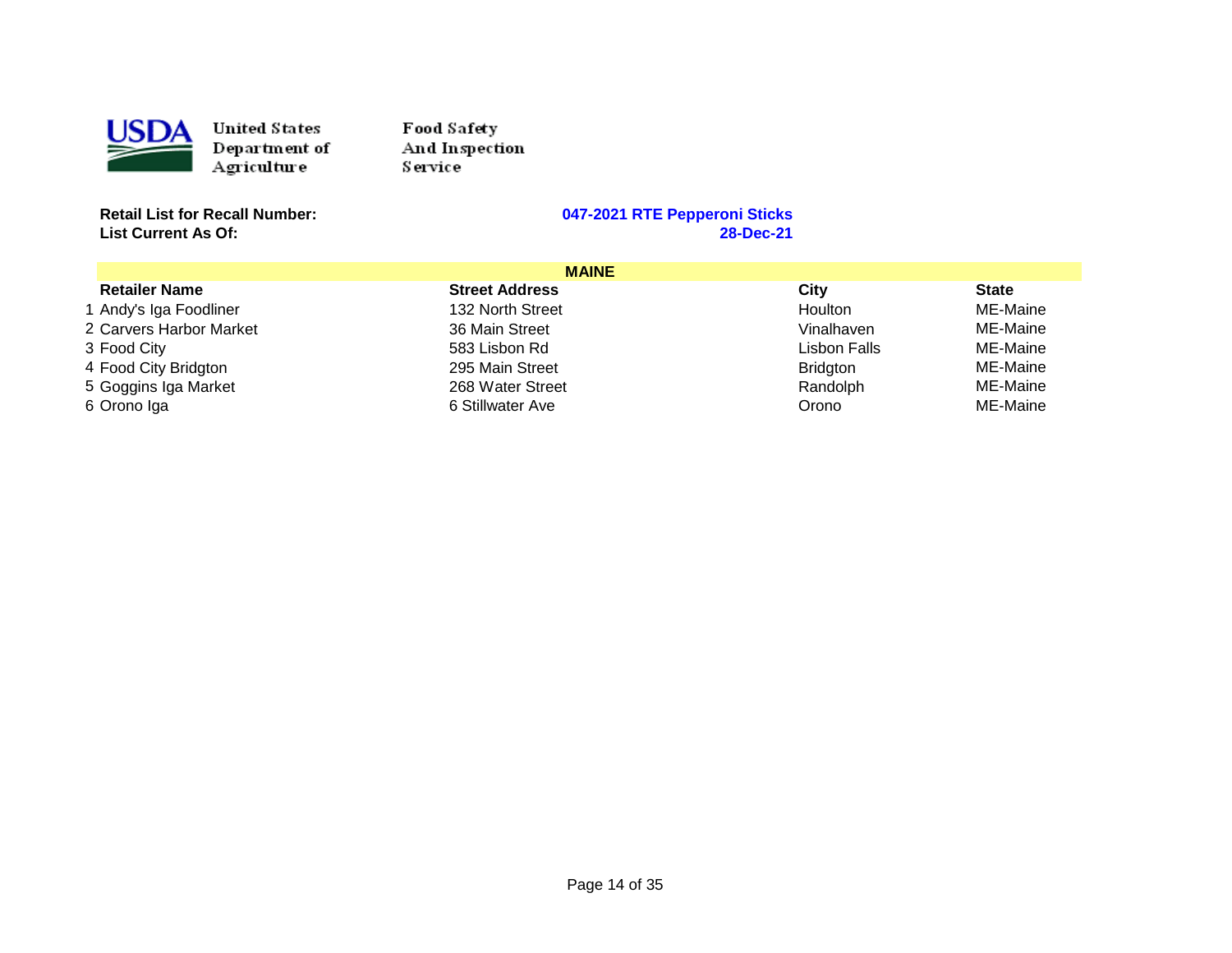United States Department of Agriculture — Food Safety And Inspection Service

**Retail List for Recall Number:** **047-2021 RTE Pepperoni Sticks**
**List Current As Of:** **28-Dec-21**

| | **MAINE** | | | |
|---|---|---|---|---|
| | **Retailer Name** | **Street Address** | **City** | **State** |
| 1 | Andy's Iga Foodliner | 132 North Street | Houlton | ME-Maine |
| 2 | Carvers Harbor Market | 36 Main Street | Vinalhaven | ME-Maine |
| 3 | Food City | 583 Lisbon Rd | Lisbon Falls | ME-Maine |
| 4 | Food City Bridgton | 295 Main Street | Bridgton | ME-Maine |
| 5 | Goggins Iga Market | 268 Water Street | Randolph | ME-Maine |
| 6 | Orono Iga | 6 Stillwater Ave | Orono | ME-Maine |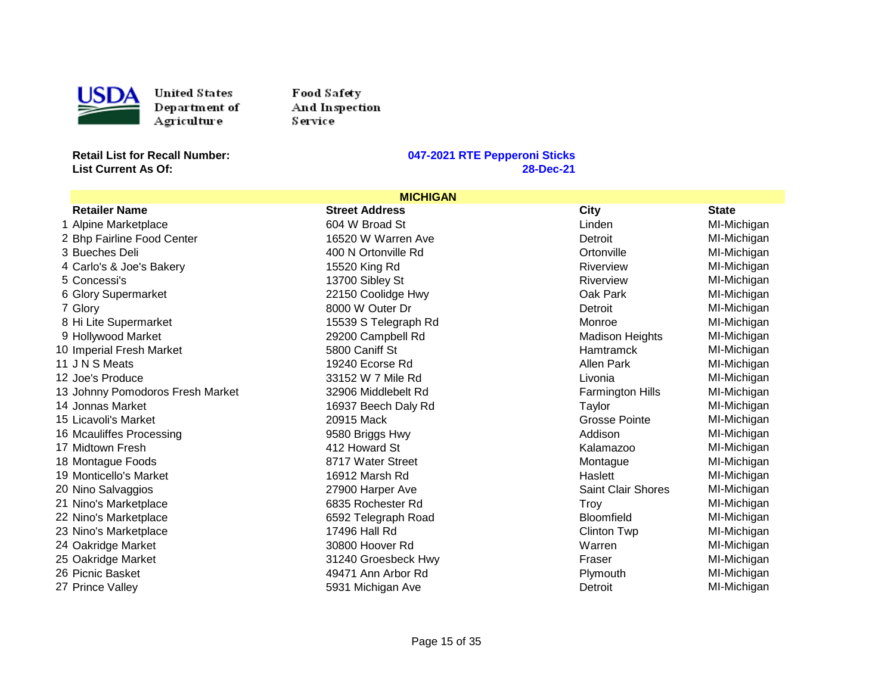United States Department of Agriculture

Food Safety And Inspection Service

**Retail List for Recall Number:** **047-2021 RTE Pepperoni Sticks**
**List Current As Of:** **28-Dec-21**

## MICHIGAN

| | Retailer Name | Street Address | City | State |
|---|---|---|---|---|
| 1 | Alpine Marketplace | 604 W Broad St | Linden | MI-Michigan |
| 2 | Bhp Fairline Food Center | 16520 W Warren Ave | Detroit | MI-Michigan |
| 3 | Bueches Deli | 400 N Ortonville Rd | Ortonville | MI-Michigan |
| 4 | Carlo's & Joe's Bakery | 15520 King Rd | Riverview | MI-Michigan |
| 5 | Concessi's | 13700 Sibley St | Riverview | MI-Michigan |
| 6 | Glory Supermarket | 22150 Coolidge Hwy | Oak Park | MI-Michigan |
| 7 | Glory | 8000 W Outer Dr | Detroit | MI-Michigan |
| 8 | Hi Lite Supermarket | 15539 S Telegraph Rd | Monroe | MI-Michigan |
| 9 | Hollywood Market | 29200 Campbell Rd | Madison Heights | MI-Michigan |
| 10 | Imperial Fresh Market | 5800 Caniff St | Hamtramck | MI-Michigan |
| 11 | J N S Meats | 19240 Ecorse Rd | Allen Park | MI-Michigan |
| 12 | Joe's Produce | 33152 W 7 Mile Rd | Livonia | MI-Michigan |
| 13 | Johnny Pomodoros Fresh Market | 32906 Middlebelt Rd | Farmington Hills | MI-Michigan |
| 14 | Jonnas Market | 16937 Beech Daly Rd | Taylor | MI-Michigan |
| 15 | Licavoli's Market | 20915 Mack | Grosse Pointe | MI-Michigan |
| 16 | Mcauliffes Processing | 9580 Briggs Hwy | Addison | MI-Michigan |
| 17 | Midtown Fresh | 412 Howard St | Kalamazoo | MI-Michigan |
| 18 | Montague Foods | 8717 Water Street | Montague | MI-Michigan |
| 19 | Monticello's Market | 16912 Marsh Rd | Haslett | MI-Michigan |
| 20 | Nino Salvaggios | 27900 Harper Ave | Saint Clair Shores | MI-Michigan |
| 21 | Nino's Marketplace | 6835 Rochester Rd | Troy | MI-Michigan |
| 22 | Nino's Marketplace | 6592 Telegraph Road | Bloomfield | MI-Michigan |
| 23 | Nino's Marketplace | 17496 Hall Rd | Clinton Twp | MI-Michigan |
| 24 | Oakridge Market | 30800 Hoover Rd | Warren | MI-Michigan |
| 25 | Oakridge Market | 31240 Groesbeck Hwy | Fraser | MI-Michigan |
| 26 | Picnic Basket | 49471 Ann Arbor Rd | Plymouth | MI-Michigan |
| 27 | Prince Valley | 5931 Michigan Ave | Detroit | MI-Michigan |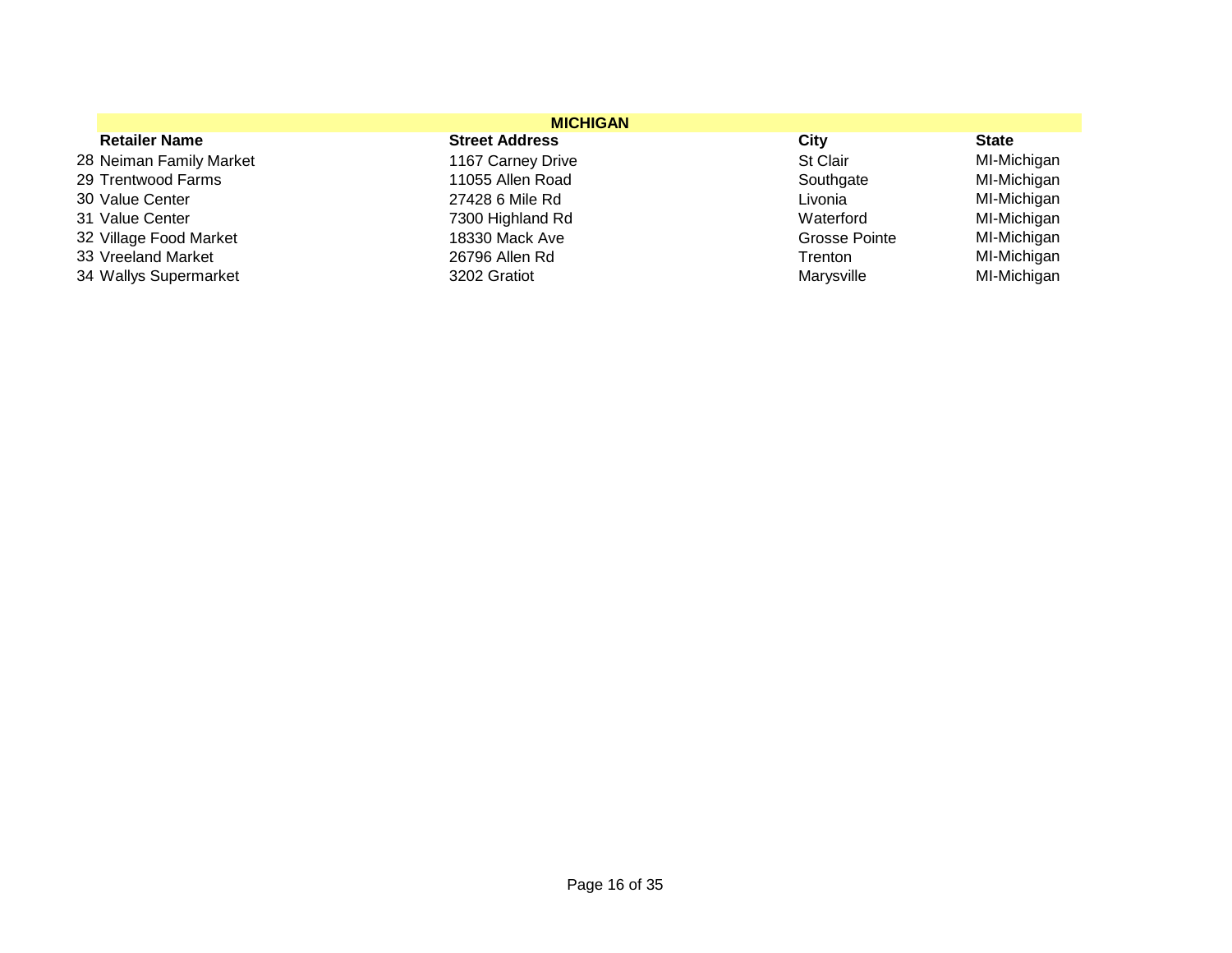## MICHIGAN

| | Retailer Name | Street Address | City | State |
|---|---|---|---|---|
| 28 | Neiman Family Market | 1167 Carney Drive | St Clair | MI-Michigan |
| 29 | Trentwood Farms | 11055 Allen Road | Southgate | MI-Michigan |
| 30 | Value Center | 27428 6 Mile Rd | Livonia | MI-Michigan |
| 31 | Value Center | 7300 Highland Rd | Waterford | MI-Michigan |
| 32 | Village Food Market | 18330 Mack Ave | Grosse Pointe | MI-Michigan |
| 33 | Vreeland Market | 26796 Allen Rd | Trenton | MI-Michigan |
| 34 | Wallys Supermarket | 3202 Gratiot | Marysville | MI-Michigan |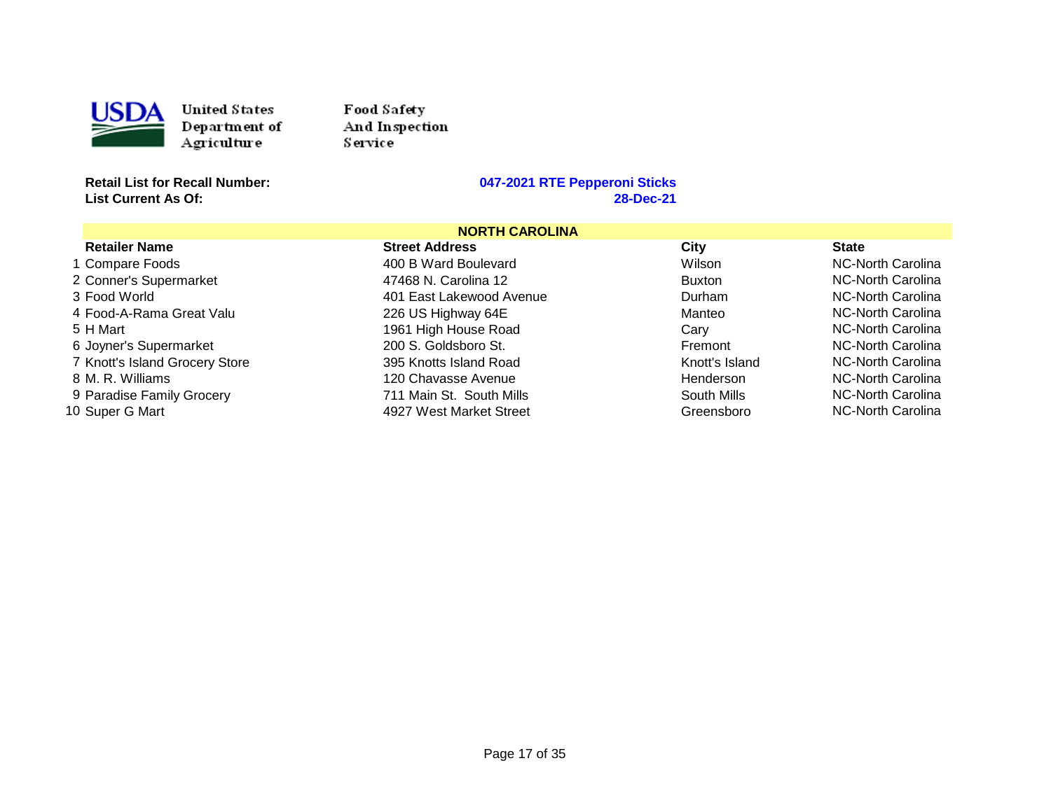United States Department of Agriculture

Food Safety And Inspection Service

**Retail List for Recall Number:** **047-2021 RTE Pepperoni Sticks**
**List Current As Of:** **28-Dec-21**

## NORTH CAROLINA

| | Retailer Name | Street Address | City | State |
|---|---|---|---|---|
| 1 | Compare Foods | 400 B Ward Boulevard | Wilson | NC-North Carolina |
| 2 | Conner's Supermarket | 47468 N. Carolina 12 | Buxton | NC-North Carolina |
| 3 | Food World | 401 East Lakewood Avenue | Durham | NC-North Carolina |
| 4 | Food-A-Rama Great Valu | 226 US Highway 64E | Manteo | NC-North Carolina |
| 5 | H Mart | 1961 High House Road | Cary | NC-North Carolina |
| 6 | Joyner's Supermarket | 200 S. Goldsboro St. | Fremont | NC-North Carolina |
| 7 | Knott's Island Grocery Store | 395 Knotts Island Road | Knott's Island | NC-North Carolina |
| 8 | M. R. Williams | 120 Chavasse Avenue | Henderson | NC-North Carolina |
| 9 | Paradise Family Grocery | 711 Main St. South Mills | South Mills | NC-North Carolina |
| 10 | Super G Mart | 4927 West Market Street | Greensboro | NC-North Carolina |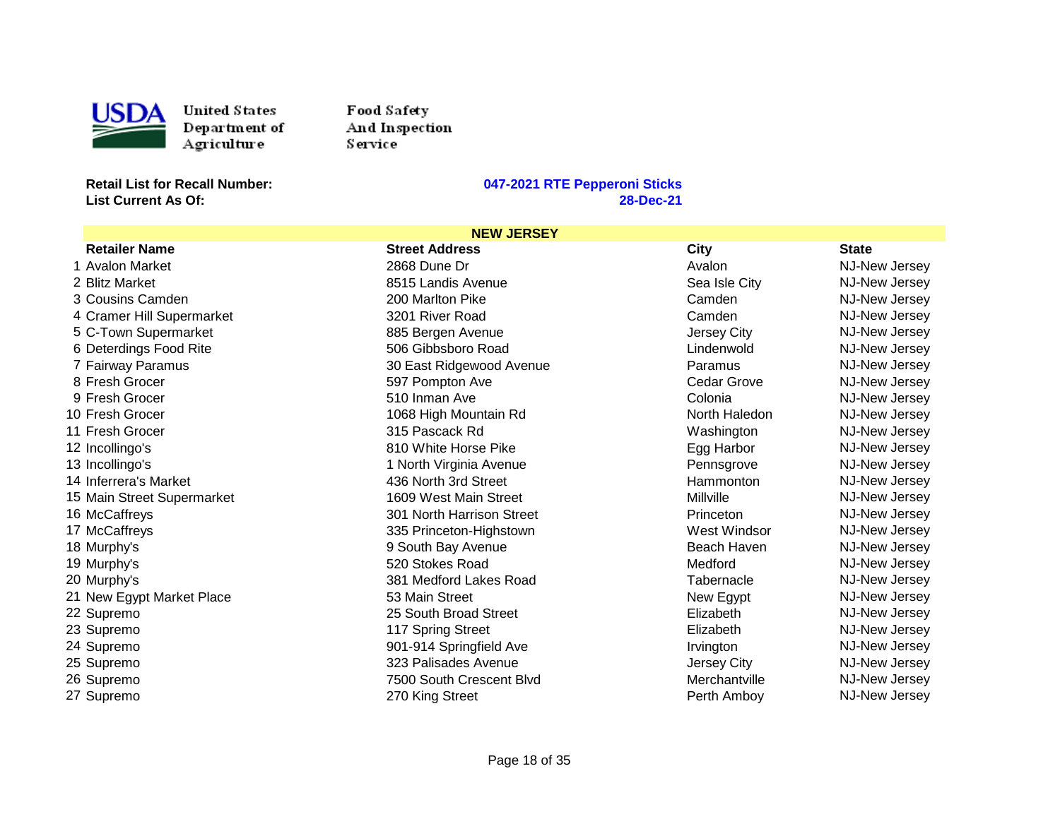United States Department of Agriculture

Food Safety And Inspection Service

**Retail List for Recall Number:** **047-2021 RTE Pepperoni Sticks**
**List Current As Of:** **28-Dec-21**

| | Retailer Name | Street Address | City | State |
|---|---|---|---|---|
| | | **NEW JERSEY** | | |
| 1 | Avalon Market | 2868 Dune Dr | Avalon | NJ-New Jersey |
| 2 | Blitz Market | 8515 Landis Avenue | Sea Isle City | NJ-New Jersey |
| 3 | Cousins Camden | 200 Marlton Pike | Camden | NJ-New Jersey |
| 4 | Cramer Hill Supermarket | 3201 River Road | Camden | NJ-New Jersey |
| 5 | C-Town Supermarket | 885 Bergen Avenue | Jersey City | NJ-New Jersey |
| 6 | Deterdings Food Rite | 506 Gibbsboro Road | Lindenwold | NJ-New Jersey |
| 7 | Fairway Paramus | 30 East Ridgewood Avenue | Paramus | NJ-New Jersey |
| 8 | Fresh Grocer | 597 Pompton Ave | Cedar Grove | NJ-New Jersey |
| 9 | Fresh Grocer | 510 Inman Ave | Colonia | NJ-New Jersey |
| 10 | Fresh Grocer | 1068 High Mountain Rd | North Haledon | NJ-New Jersey |
| 11 | Fresh Grocer | 315 Pascack Rd | Washington | NJ-New Jersey |
| 12 | Incollingo's | 810 White Horse Pike | Egg Harbor | NJ-New Jersey |
| 13 | Incollingo's | 1 North Virginia Avenue | Pennsgrove | NJ-New Jersey |
| 14 | Inferrera's Market | 436 North 3rd Street | Hammonton | NJ-New Jersey |
| 15 | Main Street Supermarket | 1609 West Main Street | Millville | NJ-New Jersey |
| 16 | McCaffreys | 301 North Harrison Street | Princeton | NJ-New Jersey |
| 17 | McCaffreys | 335 Princeton-Highstown | West Windsor | NJ-New Jersey |
| 18 | Murphy's | 9 South Bay Avenue | Beach Haven | NJ-New Jersey |
| 19 | Murphy's | 520 Stokes Road | Medford | NJ-New Jersey |
| 20 | Murphy's | 381 Medford Lakes Road | Tabernacle | NJ-New Jersey |
| 21 | New Egypt Market Place | 53 Main Street | New Egypt | NJ-New Jersey |
| 22 | Supremo | 25 South Broad Street | Elizabeth | NJ-New Jersey |
| 23 | Supremo | 117 Spring Street | Elizabeth | NJ-New Jersey |
| 24 | Supremo | 901-914 Springfield Ave | Irvington | NJ-New Jersey |
| 25 | Supremo | 323 Palisades Avenue | Jersey City | NJ-New Jersey |
| 26 | Supremo | 7500 South Crescent Blvd | Merchantville | NJ-New Jersey |
| 27 | Supremo | 270 King Street | Perth Amboy | NJ-New Jersey |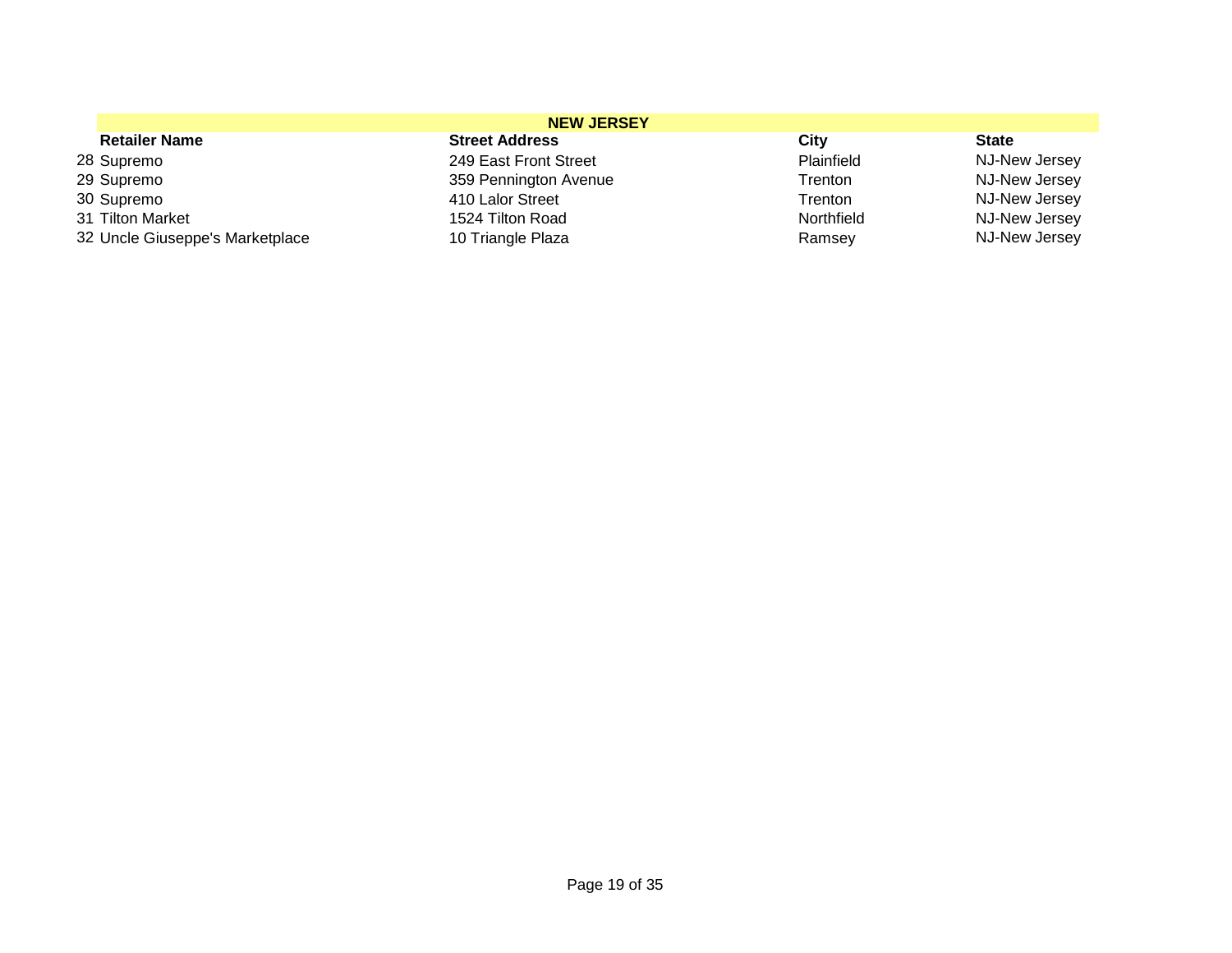| | NEW JERSEY | | | |
|---|---|---|---|---|
| | **Retailer Name** | **Street Address** | **City** | **State** |
| 28 | Supremo | 249 East Front Street | Plainfield | NJ-New Jersey |
| 29 | Supremo | 359 Pennington Avenue | Trenton | NJ-New Jersey |
| 30 | Supremo | 410 Lalor Street | Trenton | NJ-New Jersey |
| 31 | Tilton Market | 1524 Tilton Road | Northfield | NJ-New Jersey |
| 32 | Uncle Giuseppe's Marketplace | 10 Triangle Plaza | Ramsey | NJ-New Jersey |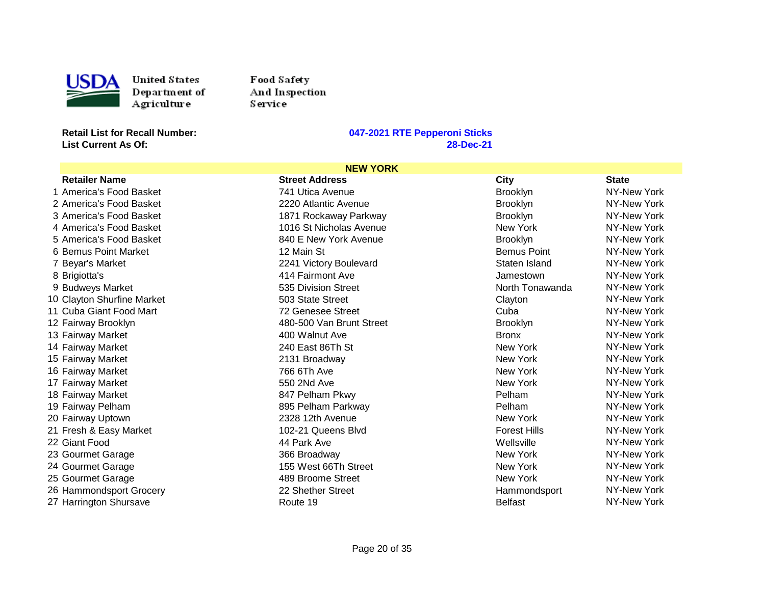United States Department of Agriculture

Food Safety And Inspection Service

**Retail List for Recall Number:** **047-2021 RTE Pepperoni Sticks**
**List Current As Of:** **28-Dec-21**

**NEW YORK**

| | Retailer Name | Street Address | City | State |
|---|---|---|---|---|
| 1 | America's Food Basket | 741 Utica Avenue | Brooklyn | NY-New York |
| 2 | America's Food Basket | 2220 Atlantic Avenue | Brooklyn | NY-New York |
| 3 | America's Food Basket | 1871 Rockaway Parkway | Brooklyn | NY-New York |
| 4 | America's Food Basket | 1016 St Nicholas Avenue | New York | NY-New York |
| 5 | America's Food Basket | 840 E New York Avenue | Brooklyn | NY-New York |
| 6 | Bemus Point Market | 12 Main St | Bemus Point | NY-New York |
| 7 | Beyar's Market | 2241 Victory Boulevard | Staten Island | NY-New York |
| 8 | Brigiotta's | 414 Fairmont Ave | Jamestown | NY-New York |
| 9 | Budweys Market | 535 Division Street | North Tonawanda | NY-New York |
| 10 | Clayton Shurfine Market | 503 State Street | Clayton | NY-New York |
| 11 | Cuba Giant Food Mart | 72 Genesee Street | Cuba | NY-New York |
| 12 | Fairway Brooklyn | 480-500 Van Brunt Street | Brooklyn | NY-New York |
| 13 | Fairway Market | 400 Walnut Ave | Bronx | NY-New York |
| 14 | Fairway Market | 240 East 86Th St | New York | NY-New York |
| 15 | Fairway Market | 2131 Broadway | New York | NY-New York |
| 16 | Fairway Market | 766 6Th Ave | New York | NY-New York |
| 17 | Fairway Market | 550 2Nd Ave | New York | NY-New York |
| 18 | Fairway Market | 847 Pelham Pkwy | Pelham | NY-New York |
| 19 | Fairway Pelham | 895 Pelham Parkway | Pelham | NY-New York |
| 20 | Fairway Uptown | 2328 12th Avenue | New York | NY-New York |
| 21 | Fresh & Easy Market | 102-21 Queens Blvd | Forest Hills | NY-New York |
| 22 | Giant Food | 44 Park Ave | Wellsville | NY-New York |
| 23 | Gourmet Garage | 366 Broadway | New York | NY-New York |
| 24 | Gourmet Garage | 155 West 66Th Street | New York | NY-New York |
| 25 | Gourmet Garage | 489 Broome Street | New York | NY-New York |
| 26 | Hammondsport Grocery | 22 Shether Street | Hammondsport | NY-New York |
| 27 | Harrington Shursave | Route 19 | Belfast | NY-New York |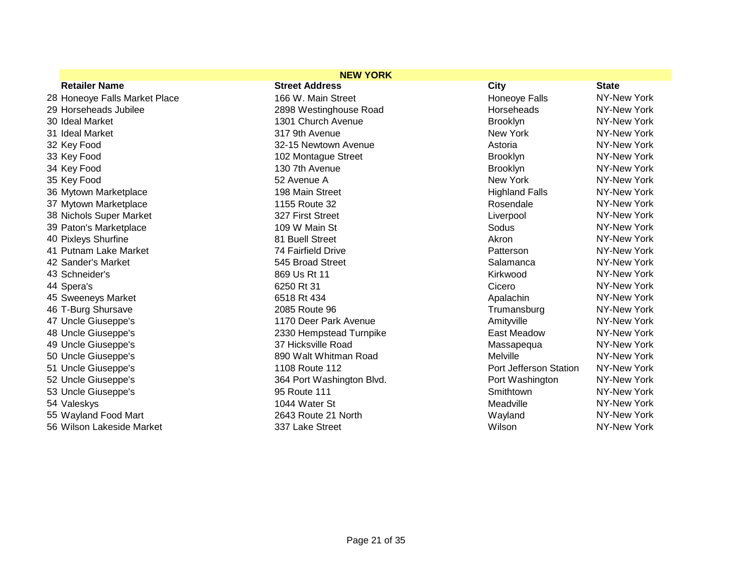## NEW YORK

| | Retailer Name | Street Address | City | State |
|---|---|---|---|---|
| 28 | Honeoye Falls Market Place | 166 W. Main Street | Honeoye Falls | NY-New York |
| 29 | Horseheads Jubilee | 2898 Westinghouse Road | Horseheads | NY-New York |
| 30 | Ideal Market | 1301 Church Avenue | Brooklyn | NY-New York |
| 31 | Ideal Market | 317 9th Avenue | New York | NY-New York |
| 32 | Key Food | 32-15 Newtown Avenue | Astoria | NY-New York |
| 33 | Key Food | 102 Montague Street | Brooklyn | NY-New York |
| 34 | Key Food | 130 7th Avenue | Brooklyn | NY-New York |
| 35 | Key Food | 52 Avenue A | New York | NY-New York |
| 36 | Mytown Marketplace | 198 Main Street | Highland Falls | NY-New York |
| 37 | Mytown Marketplace | 1155 Route 32 | Rosendale | NY-New York |
| 38 | Nichols Super Market | 327 First Street | Liverpool | NY-New York |
| 39 | Paton's Marketplace | 109 W Main St | Sodus | NY-New York |
| 40 | Pixleys Shurfine | 81 Buell Street | Akron | NY-New York |
| 41 | Putnam Lake Market | 74 Fairfield Drive | Patterson | NY-New York |
| 42 | Sander's Market | 545 Broad Street | Salamanca | NY-New York |
| 43 | Schneider's | 869 Us Rt 11 | Kirkwood | NY-New York |
| 44 | Spera's | 6250 Rt 31 | Cicero | NY-New York |
| 45 | Sweeneys Market | 6518 Rt 434 | Apalachin | NY-New York |
| 46 | T-Burg Shursave | 2085 Route 96 | Trumansburg | NY-New York |
| 47 | Uncle Giuseppe's | 1170 Deer Park Avenue | Amityville | NY-New York |
| 48 | Uncle Giuseppe's | 2330 Hempstead Turnpike | East Meadow | NY-New York |
| 49 | Uncle Giuseppe's | 37 Hicksville Road | Massapequa | NY-New York |
| 50 | Uncle Giuseppe's | 890 Walt Whitman Road | Melville | NY-New York |
| 51 | Uncle Giuseppe's | 1108 Route 112 | Port Jefferson Station | NY-New York |
| 52 | Uncle Giuseppe's | 364 Port Washington Blvd. | Port Washington | NY-New York |
| 53 | Uncle Giuseppe's | 95 Route 111 | Smithtown | NY-New York |
| 54 | Valeskys | 1044 Water St | Meadville | NY-New York |
| 55 | Wayland Food Mart | 2643 Route 21 North | Wayland | NY-New York |
| 56 | Wilson Lakeside Market | 337 Lake Street | Wilson | NY-New York |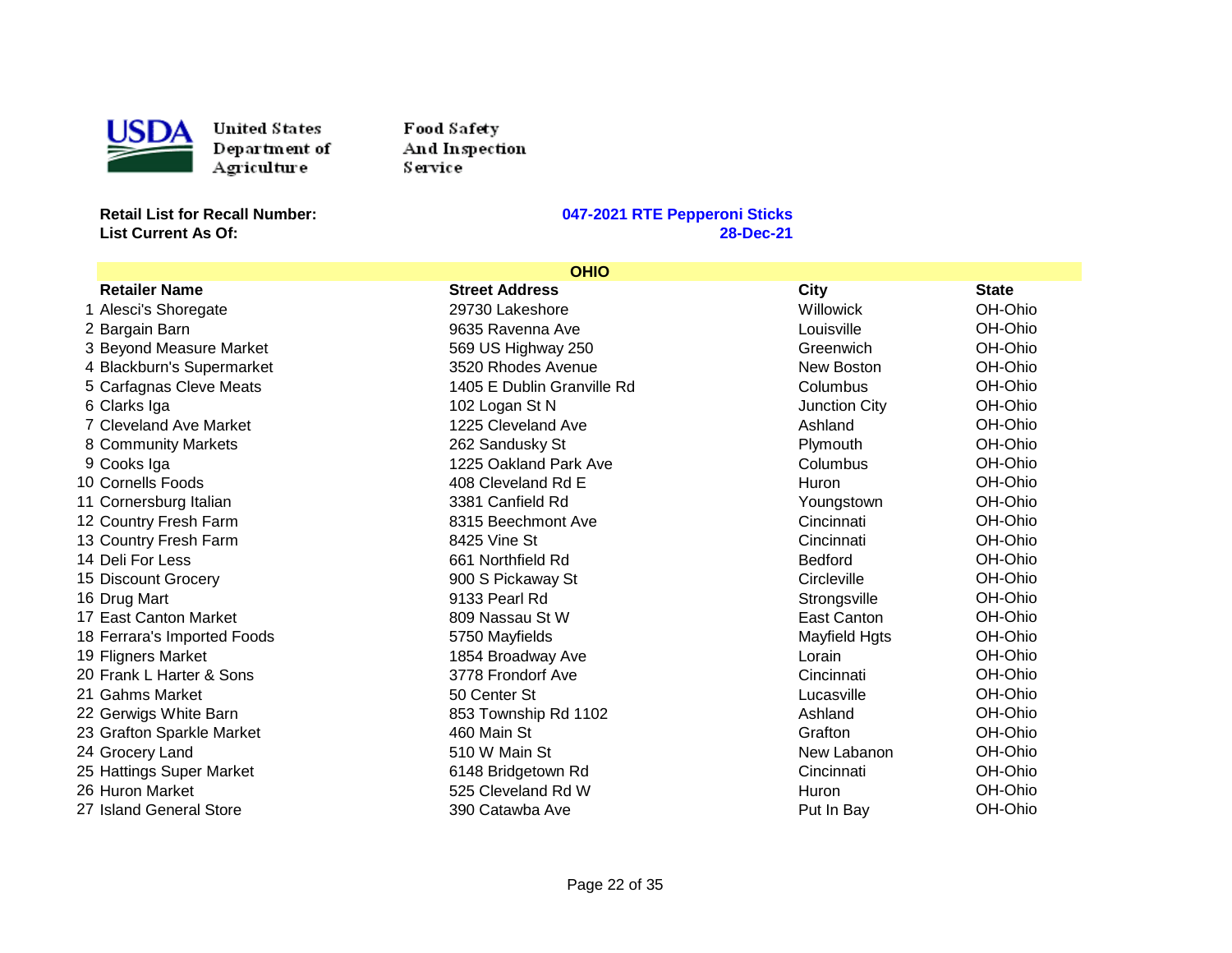United States Department of Agriculture

Food Safety And Inspection Service

**Retail List for Recall Number:** **047-2021 RTE Pepperoni Sticks**
**List Current As Of:** **28-Dec-21**

## OHIO

| | Retailer Name | Street Address | City | State |
|---|---|---|---|---|
| 1 | Alesci's Shoregate | 29730 Lakeshore | Willowick | OH-Ohio |
| 2 | Bargain Barn | 9635 Ravenna Ave | Louisville | OH-Ohio |
| 3 | Beyond Measure Market | 569 US Highway 250 | Greenwich | OH-Ohio |
| 4 | Blackburn's Supermarket | 3520 Rhodes Avenue | New Boston | OH-Ohio |
| 5 | Carfagnas Cleve Meats | 1405 E Dublin Granville Rd | Columbus | OH-Ohio |
| 6 | Clarks Iga | 102 Logan St N | Junction City | OH-Ohio |
| 7 | Cleveland Ave Market | 1225 Cleveland Ave | Ashland | OH-Ohio |
| 8 | Community Markets | 262 Sandusky St | Plymouth | OH-Ohio |
| 9 | Cooks Iga | 1225 Oakland Park Ave | Columbus | OH-Ohio |
| 10 | Cornells Foods | 408 Cleveland Rd E | Huron | OH-Ohio |
| 11 | Cornersburg Italian | 3381 Canfield Rd | Youngstown | OH-Ohio |
| 12 | Country Fresh Farm | 8315 Beechmont Ave | Cincinnati | OH-Ohio |
| 13 | Country Fresh Farm | 8425 Vine St | Cincinnati | OH-Ohio |
| 14 | Deli For Less | 661 Northfield Rd | Bedford | OH-Ohio |
| 15 | Discount Grocery | 900 S Pickaway St | Circleville | OH-Ohio |
| 16 | Drug Mart | 9133 Pearl Rd | Strongsville | OH-Ohio |
| 17 | East Canton Market | 809 Nassau St W | East Canton | OH-Ohio |
| 18 | Ferrara's Imported Foods | 5750 Mayfields | Mayfield Hgts | OH-Ohio |
| 19 | Fligners Market | 1854 Broadway Ave | Lorain | OH-Ohio |
| 20 | Frank L Harter & Sons | 3778 Frondorf Ave | Cincinnati | OH-Ohio |
| 21 | Gahms Market | 50 Center St | Lucasville | OH-Ohio |
| 22 | Gerwigs White Barn | 853 Township Rd 1102 | Ashland | OH-Ohio |
| 23 | Grafton Sparkle Market | 460 Main St | Grafton | OH-Ohio |
| 24 | Grocery Land | 510 W Main St | New Labanon | OH-Ohio |
| 25 | Hattings Super Market | 6148 Bridgetown Rd | Cincinnati | OH-Ohio |
| 26 | Huron Market | 525 Cleveland Rd W | Huron | OH-Ohio |
| 27 | Island General Store | 390 Catawba Ave | Put In Bay | OH-Ohio |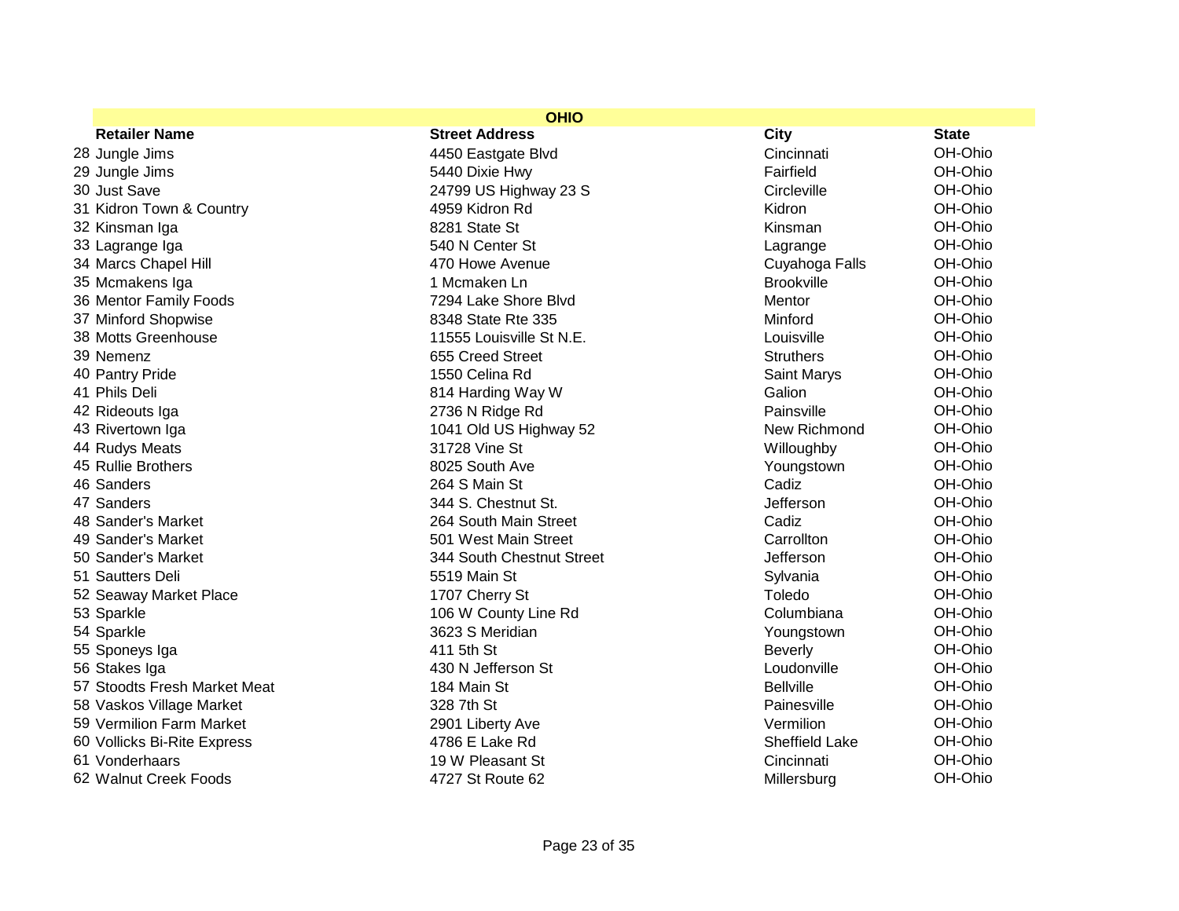| | OHIO | | | |
|---|---|---|---|---|
| | **Retailer Name** | **Street Address** | **City** | **State** |
| 28 | Jungle Jims | 4450 Eastgate Blvd | Cincinnati | OH-Ohio |
| 29 | Jungle Jims | 5440 Dixie Hwy | Fairfield | OH-Ohio |
| 30 | Just Save | 24799 US Highway 23 S | Circleville | OH-Ohio |
| 31 | Kidron Town & Country | 4959 Kidron Rd | Kidron | OH-Ohio |
| 32 | Kinsman Iga | 8281 State St | Kinsman | OH-Ohio |
| 33 | Lagrange Iga | 540 N Center St | Lagrange | OH-Ohio |
| 34 | Marcs Chapel Hill | 470 Howe Avenue | Cuyahoga Falls | OH-Ohio |
| 35 | Mcmakens Iga | 1 Mcmaken Ln | Brookville | OH-Ohio |
| 36 | Mentor Family Foods | 7294 Lake Shore Blvd | Mentor | OH-Ohio |
| 37 | Minford Shopwise | 8348 State Rte 335 | Minford | OH-Ohio |
| 38 | Motts Greenhouse | 11555 Louisville St N.E. | Louisville | OH-Ohio |
| 39 | Nemenz | 655 Creed Street | Struthers | OH-Ohio |
| 40 | Pantry Pride | 1550 Celina Rd | Saint Marys | OH-Ohio |
| 41 | Phils Deli | 814 Harding Way W | Galion | OH-Ohio |
| 42 | Rideouts Iga | 2736 N Ridge Rd | Painsville | OH-Ohio |
| 43 | Rivertown Iga | 1041 Old US Highway 52 | New Richmond | OH-Ohio |
| 44 | Rudys Meats | 31728 Vine St | Willoughby | OH-Ohio |
| 45 | Rullie Brothers | 8025 South Ave | Youngstown | OH-Ohio |
| 46 | Sanders | 264 S Main St | Cadiz | OH-Ohio |
| 47 | Sanders | 344 S. Chestnut St. | Jefferson | OH-Ohio |
| 48 | Sander's Market | 264 South Main Street | Cadiz | OH-Ohio |
| 49 | Sander's Market | 501 West Main Street | Carrollton | OH-Ohio |
| 50 | Sander's Market | 344 South Chestnut Street | Jefferson | OH-Ohio |
| 51 | Sautters Deli | 5519 Main St | Sylvania | OH-Ohio |
| 52 | Seaway Market Place | 1707 Cherry St | Toledo | OH-Ohio |
| 53 | Sparkle | 106 W County Line Rd | Columbiana | OH-Ohio |
| 54 | Sparkle | 3623 S Meridian | Youngstown | OH-Ohio |
| 55 | Sponeys Iga | 411 5th St | Beverly | OH-Ohio |
| 56 | Stakes Iga | 430 N Jefferson St | Loudonville | OH-Ohio |
| 57 | Stoodts Fresh Market Meat | 184 Main St | Bellville | OH-Ohio |
| 58 | Vaskos Village Market | 328 7th St | Painesville | OH-Ohio |
| 59 | Vermilion Farm Market | 2901 Liberty Ave | Vermilion | OH-Ohio |
| 60 | Vollicks Bi-Rite Express | 4786 E Lake Rd | Sheffield Lake | OH-Ohio |
| 61 | Vonderhaars | 19 W Pleasant St | Cincinnati | OH-Ohio |
| 62 | Walnut Creek Foods | 4727 St Route 62 | Millersburg | OH-Ohio |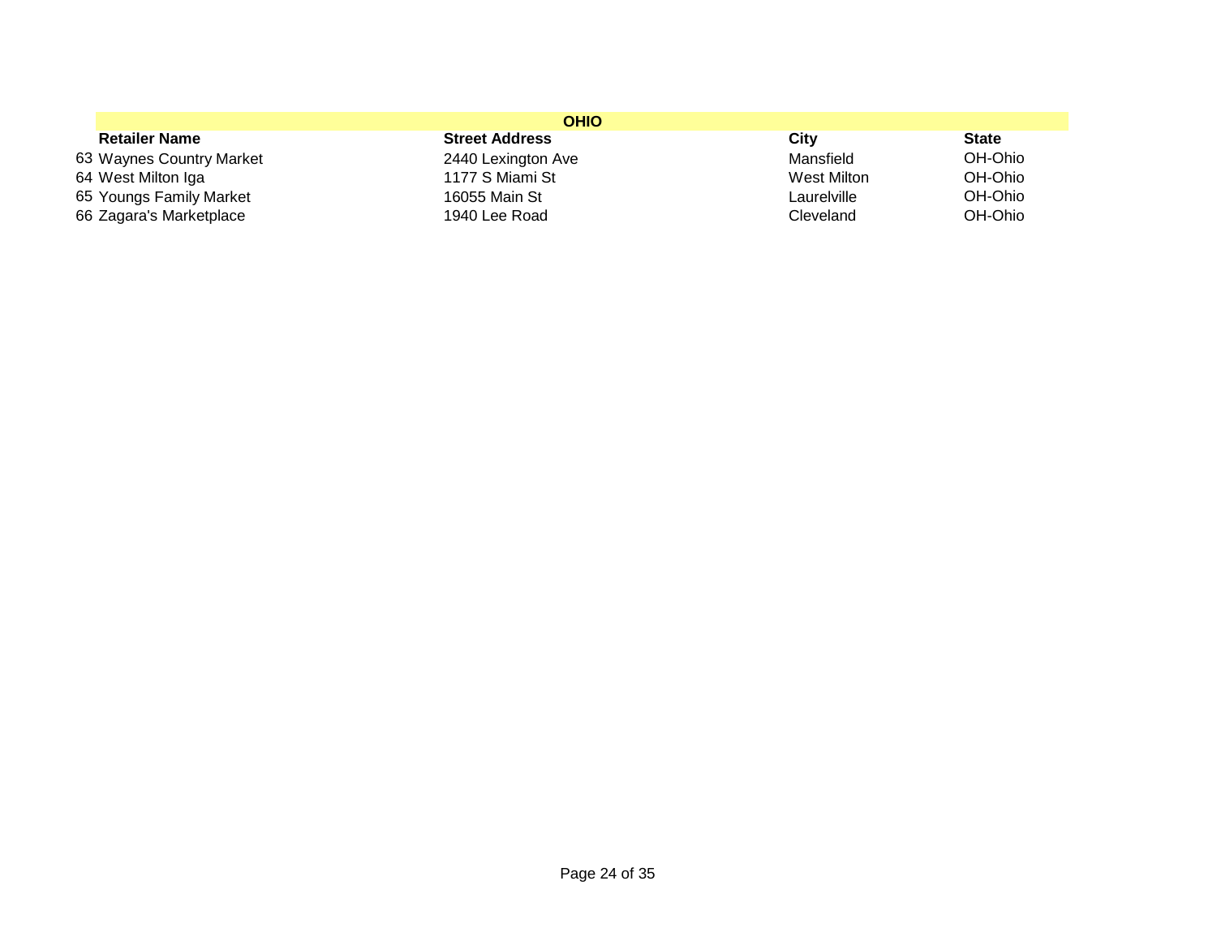| | OHIO | | | |
|---|---|---|---|---|
| | **Retailer Name** | **Street Address** | **City** | **State** |
| 63 | Waynes Country Market | 2440 Lexington Ave | Mansfield | OH-Ohio |
| 64 | West Milton Iga | 1177 S Miami St | West Milton | OH-Ohio |
| 65 | Youngs Family Market | 16055 Main St | Laurelville | OH-Ohio |
| 66 | Zagara's Marketplace | 1940 Lee Road | Cleveland | OH-Ohio |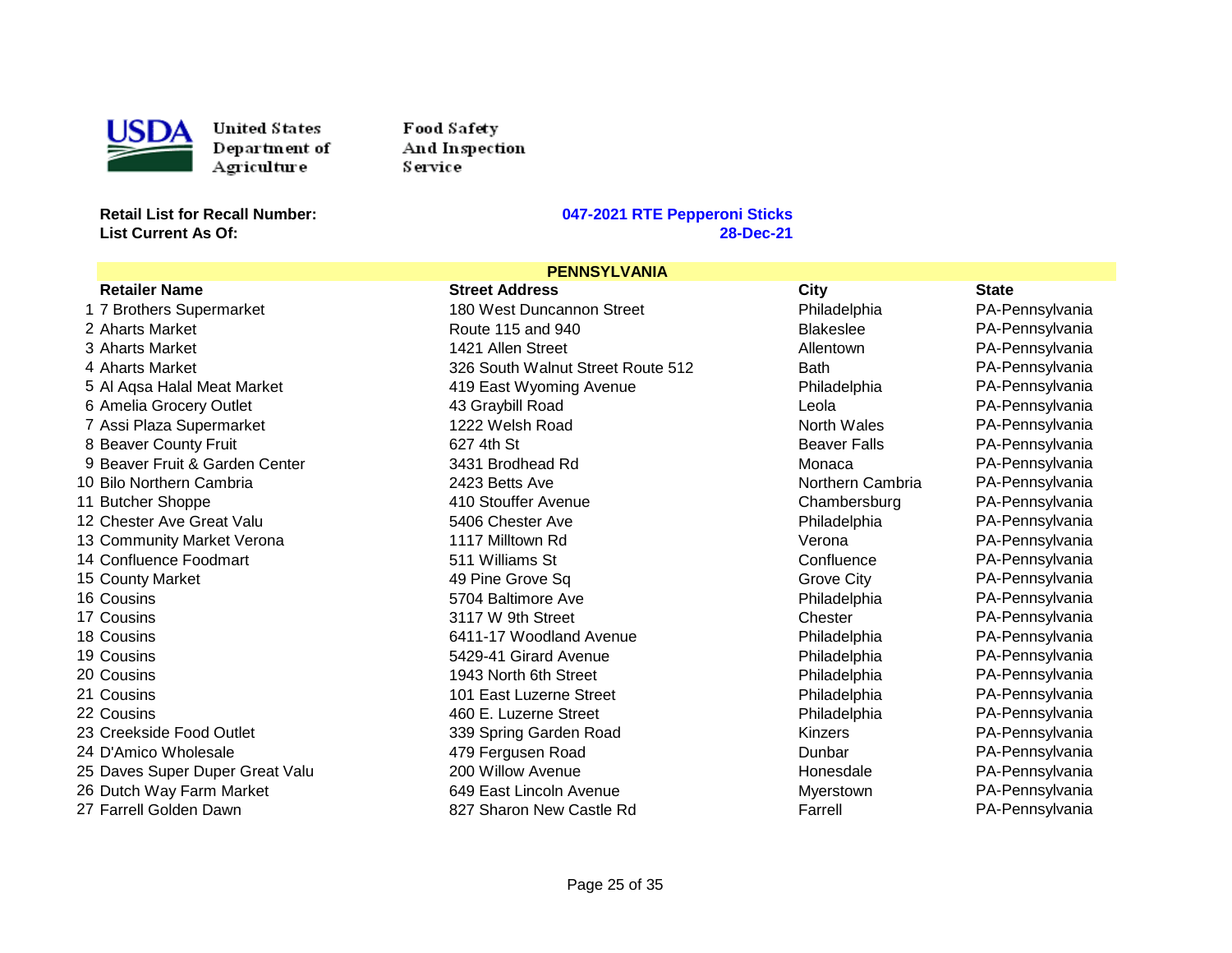United States Department of Agriculture

Food Safety And Inspection Service

**Retail List for Recall Number:** **047-2021 RTE Pepperoni Sticks**
**List Current As Of:** **28-Dec-21**

## PENNSYLVANIA

| | Retailer Name | Street Address | City | State |
|---|---|---|---|---|
| 1 | 7 Brothers Supermarket | 180 West Duncannon Street | Philadelphia | PA-Pennsylvania |
| 2 | Aharts Market | Route 115 and 940 | Blakeslee | PA-Pennsylvania |
| 3 | Aharts Market | 1421 Allen Street | Allentown | PA-Pennsylvania |
| 4 | Aharts Market | 326 South Walnut Street Route 512 | Bath | PA-Pennsylvania |
| 5 | Al Aqsa Halal Meat Market | 419 East Wyoming Avenue | Philadelphia | PA-Pennsylvania |
| 6 | Amelia Grocery Outlet | 43 Graybill Road | Leola | PA-Pennsylvania |
| 7 | Assi Plaza Supermarket | 1222 Welsh Road | North Wales | PA-Pennsylvania |
| 8 | Beaver County Fruit | 627 4th St | Beaver Falls | PA-Pennsylvania |
| 9 | Beaver Fruit & Garden Center | 3431 Brodhead Rd | Monaca | PA-Pennsylvania |
| 10 | Bilo Northern Cambria | 2423 Betts Ave | Northern Cambria | PA-Pennsylvania |
| 11 | Butcher Shoppe | 410 Stouffer Avenue | Chambersburg | PA-Pennsylvania |
| 12 | Chester Ave Great Valu | 5406 Chester Ave | Philadelphia | PA-Pennsylvania |
| 13 | Community Market Verona | 1117 Milltown Rd | Verona | PA-Pennsylvania |
| 14 | Confluence Foodmart | 511 Williams St | Confluence | PA-Pennsylvania |
| 15 | County Market | 49 Pine Grove Sq | Grove City | PA-Pennsylvania |
| 16 | Cousins | 5704 Baltimore Ave | Philadelphia | PA-Pennsylvania |
| 17 | Cousins | 3117 W 9th Street | Chester | PA-Pennsylvania |
| 18 | Cousins | 6411-17 Woodland Avenue | Philadelphia | PA-Pennsylvania |
| 19 | Cousins | 5429-41 Girard Avenue | Philadelphia | PA-Pennsylvania |
| 20 | Cousins | 1943 North 6th Street | Philadelphia | PA-Pennsylvania |
| 21 | Cousins | 101 East Luzerne Street | Philadelphia | PA-Pennsylvania |
| 22 | Cousins | 460 E. Luzerne Street | Philadelphia | PA-Pennsylvania |
| 23 | Creekside Food Outlet | 339 Spring Garden Road | Kinzers | PA-Pennsylvania |
| 24 | D'Amico Wholesale | 479 Fergusen Road | Dunbar | PA-Pennsylvania |
| 25 | Daves Super Duper Great Valu | 200 Willow Avenue | Honesdale | PA-Pennsylvania |
| 26 | Dutch Way Farm Market | 649 East Lincoln Avenue | Myerstown | PA-Pennsylvania |
| 27 | Farrell Golden Dawn | 827 Sharon New Castle Rd | Farrell | PA-Pennsylvania |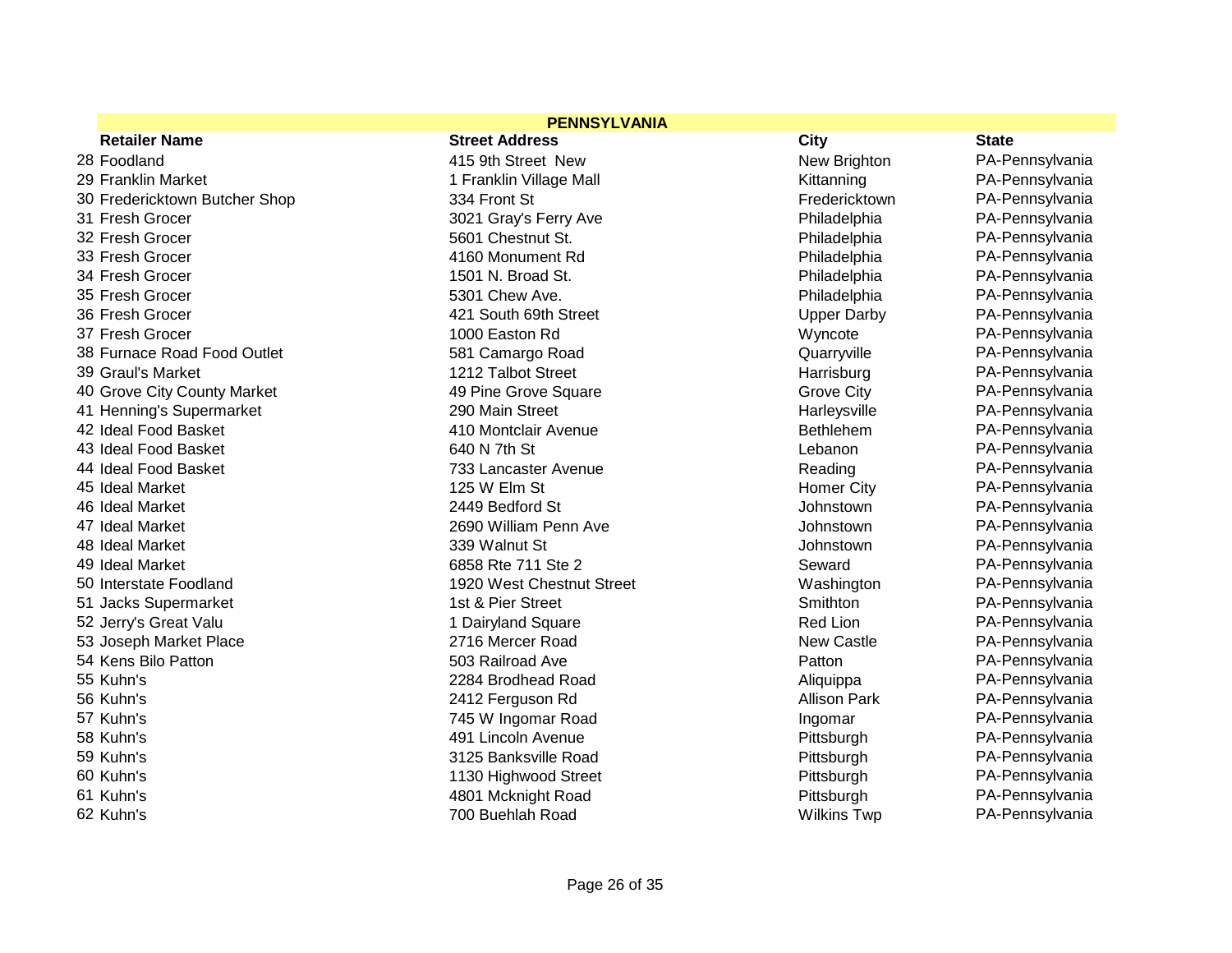| | Retailer Name | Street Address | City | State |
|---|---|---|---|---|
| | **PENNSYLVANIA** | | | |
| 28 | Foodland | 415 9th Street New | New Brighton | PA-Pennsylvania |
| 29 | Franklin Market | 1 Franklin Village Mall | Kittanning | PA-Pennsylvania |
| 30 | Fredericktown Butcher Shop | 334 Front St | Fredericktown | PA-Pennsylvania |
| 31 | Fresh Grocer | 3021 Gray's Ferry Ave | Philadelphia | PA-Pennsylvania |
| 32 | Fresh Grocer | 5601 Chestnut St. | Philadelphia | PA-Pennsylvania |
| 33 | Fresh Grocer | 4160 Monument Rd | Philadelphia | PA-Pennsylvania |
| 34 | Fresh Grocer | 1501 N. Broad St. | Philadelphia | PA-Pennsylvania |
| 35 | Fresh Grocer | 5301 Chew Ave. | Philadelphia | PA-Pennsylvania |
| 36 | Fresh Grocer | 421 South 69th Street | Upper Darby | PA-Pennsylvania |
| 37 | Fresh Grocer | 1000 Easton Rd | Wyncote | PA-Pennsylvania |
| 38 | Furnace Road Food Outlet | 581 Camargo Road | Quarryville | PA-Pennsylvania |
| 39 | Graul's Market | 1212 Talbot Street | Harrisburg | PA-Pennsylvania |
| 40 | Grove City County Market | 49 Pine Grove Square | Grove City | PA-Pennsylvania |
| 41 | Henning's Supermarket | 290 Main Street | Harleysville | PA-Pennsylvania |
| 42 | Ideal Food Basket | 410 Montclair Avenue | Bethlehem | PA-Pennsylvania |
| 43 | Ideal Food Basket | 640 N 7th St | Lebanon | PA-Pennsylvania |
| 44 | Ideal Food Basket | 733 Lancaster Avenue | Reading | PA-Pennsylvania |
| 45 | Ideal Market | 125 W Elm St | Homer City | PA-Pennsylvania |
| 46 | Ideal Market | 2449 Bedford St | Johnstown | PA-Pennsylvania |
| 47 | Ideal Market | 2690 William Penn Ave | Johnstown | PA-Pennsylvania |
| 48 | Ideal Market | 339 Walnut St | Johnstown | PA-Pennsylvania |
| 49 | Ideal Market | 6858 Rte 711 Ste 2 | Seward | PA-Pennsylvania |
| 50 | Interstate Foodland | 1920 West Chestnut Street | Washington | PA-Pennsylvania |
| 51 | Jacks Supermarket | 1st & Pier Street | Smithton | PA-Pennsylvania |
| 52 | Jerry's Great Valu | 1 Dairyland Square | Red Lion | PA-Pennsylvania |
| 53 | Joseph Market Place | 2716 Mercer Road | New Castle | PA-Pennsylvania |
| 54 | Kens Bilo Patton | 503 Railroad Ave | Patton | PA-Pennsylvania |
| 55 | Kuhn's | 2284 Brodhead Road | Aliquippa | PA-Pennsylvania |
| 56 | Kuhn's | 2412 Ferguson Rd | Allison Park | PA-Pennsylvania |
| 57 | Kuhn's | 745 W Ingomar Road | Ingomar | PA-Pennsylvania |
| 58 | Kuhn's | 491 Lincoln Avenue | Pittsburgh | PA-Pennsylvania |
| 59 | Kuhn's | 3125 Banksville Road | Pittsburgh | PA-Pennsylvania |
| 60 | Kuhn's | 1130 Highwood Street | Pittsburgh | PA-Pennsylvania |
| 61 | Kuhn's | 4801 Mcknight Road | Pittsburgh | PA-Pennsylvania |
| 62 | Kuhn's | 700 Buehlah Road | Wilkins Twp | PA-Pennsylvania |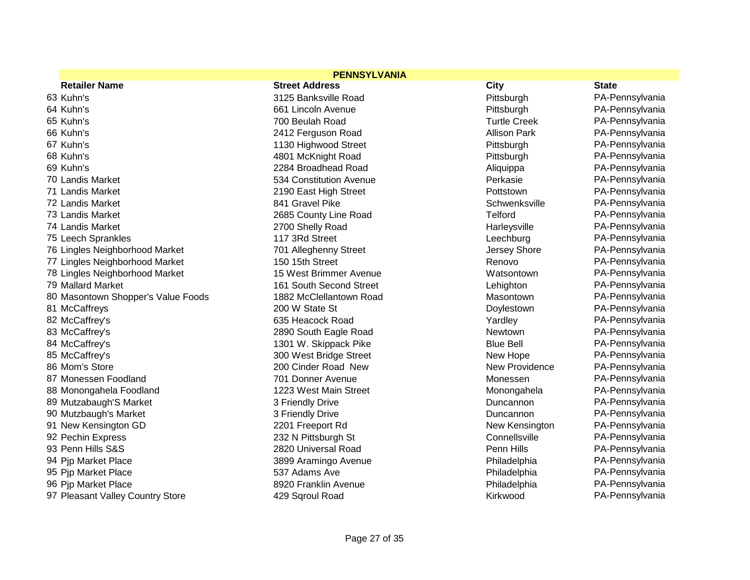| | PENNSYLVANIA | | | |
|---|---|---|---|---|
| | **Retailer Name** | **Street Address** | **City** | **State** |
| 63 | Kuhn's | 3125 Banksville Road | Pittsburgh | PA-Pennsylvania |
| 64 | Kuhn's | 661 Lincoln Avenue | Pittsburgh | PA-Pennsylvania |
| 65 | Kuhn's | 700 Beulah Road | Turtle Creek | PA-Pennsylvania |
| 66 | Kuhn's | 2412 Ferguson Road | Allison Park | PA-Pennsylvania |
| 67 | Kuhn's | 1130 Highwood Street | Pittsburgh | PA-Pennsylvania |
| 68 | Kuhn's | 4801 McKnight Road | Pittsburgh | PA-Pennsylvania |
| 69 | Kuhn's | 2284 Broadhead Road | Aliquippa | PA-Pennsylvania |
| 70 | Landis Market | 534 Constitution Avenue | Perkasie | PA-Pennsylvania |
| 71 | Landis Market | 2190 East High Street | Pottstown | PA-Pennsylvania |
| 72 | Landis Market | 841 Gravel Pike | Schwenksville | PA-Pennsylvania |
| 73 | Landis Market | 2685 County Line Road | Telford | PA-Pennsylvania |
| 74 | Landis Market | 2700 Shelly Road | Harleysville | PA-Pennsylvania |
| 75 | Leech Sprankles | 117 3Rd Street | Leechburg | PA-Pennsylvania |
| 76 | Lingles Neighborhood Market | 701 Alleghenny Street | Jersey Shore | PA-Pennsylvania |
| 77 | Lingles Neighborhood Market | 150 15th Street | Renovo | PA-Pennsylvania |
| 78 | Lingles Neighborhood Market | 15 West Brimmer Avenue | Watsontown | PA-Pennsylvania |
| 79 | Mallard Market | 161 South Second Street | Lehighton | PA-Pennsylvania |
| 80 | Masontown Shopper's Value Foods | 1882 McClellantown Road | Masontown | PA-Pennsylvania |
| 81 | McCaffreys | 200 W State St | Doylestown | PA-Pennsylvania |
| 82 | McCaffrey's | 635 Heacock Road | Yardley | PA-Pennsylvania |
| 83 | McCaffrey's | 2890 South Eagle Road | Newtown | PA-Pennsylvania |
| 84 | McCaffrey's | 1301 W. Skippack Pike | Blue Bell | PA-Pennsylvania |
| 85 | McCaffrey's | 300 West Bridge Street | New Hope | PA-Pennsylvania |
| 86 | Mom's Store | 200 Cinder Road New | New Providence | PA-Pennsylvania |
| 87 | Monessen Foodland | 701 Donner Avenue | Monessen | PA-Pennsylvania |
| 88 | Monongahela Foodland | 1223 West Main Street | Monongahela | PA-Pennsylvania |
| 89 | Mutzabaugh'S Market | 3 Friendly Drive | Duncannon | PA-Pennsylvania |
| 90 | Mutzbaugh's Market | 3 Friendly Drive | Duncannon | PA-Pennsylvania |
| 91 | New Kensington GD | 2201 Freeport Rd | New Kensington | PA-Pennsylvania |
| 92 | Pechin Express | 232 N Pittsburgh St | Connellsville | PA-Pennsylvania |
| 93 | Penn Hills S&S | 2820 Universal Road | Penn Hills | PA-Pennsylvania |
| 94 | Pjp Market Place | 3899 Aramingo Avenue | Philadelphia | PA-Pennsylvania |
| 95 | Pjp Market Place | 537 Adams Ave | Philadelphia | PA-Pennsylvania |
| 96 | Pjp Market Place | 8920 Franklin Avenue | Philadelphia | PA-Pennsylvania |
| 97 | Pleasant Valley Country Store | 429 Sqroul Road | Kirkwood | PA-Pennsylvania |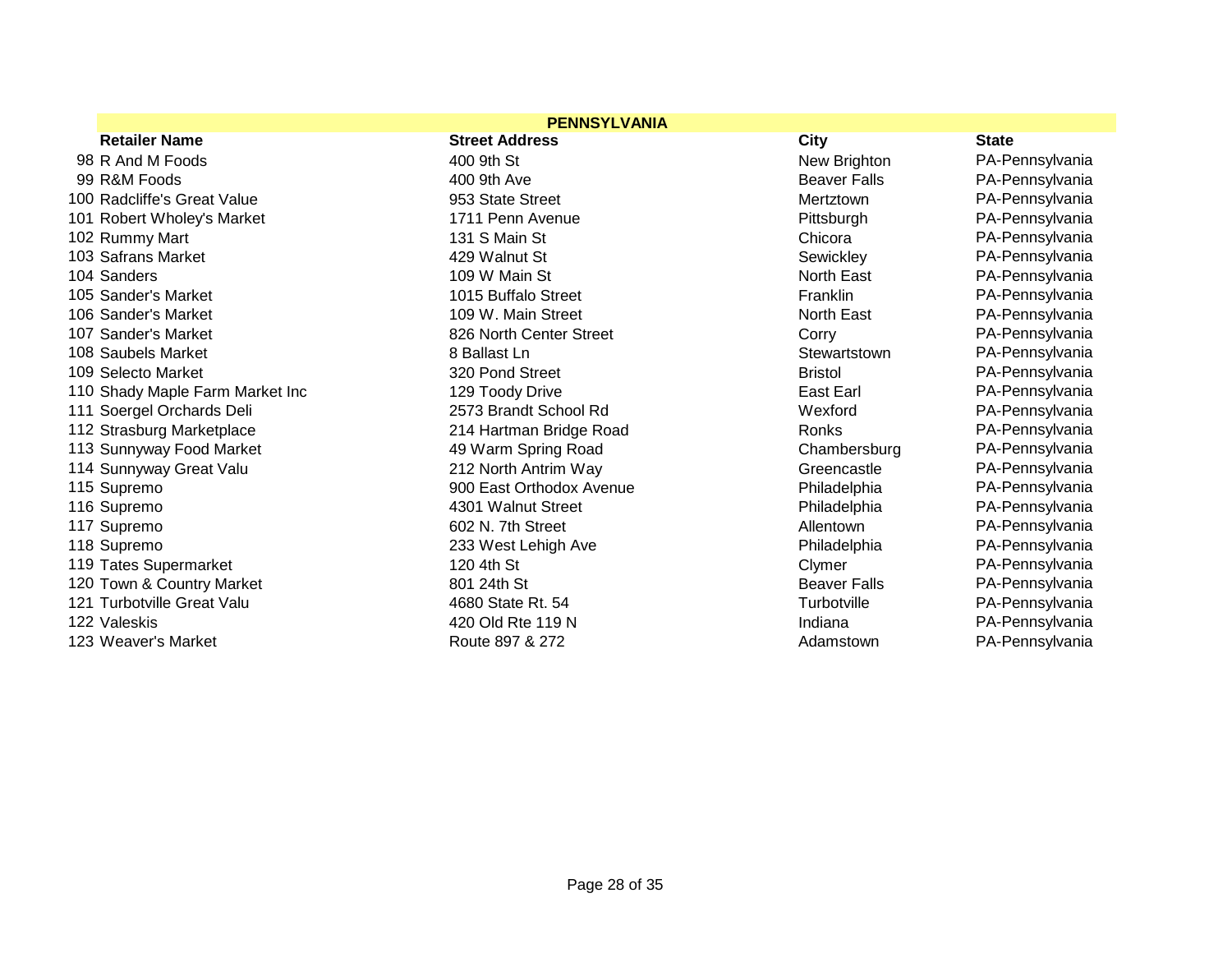| | PENNSYLVANIA | | | |
|---|---|---|---|---|
| | **Retailer Name** | **Street Address** | **City** | **State** |
| 98 | R And M Foods | 400 9th St | New Brighton | PA-Pennsylvania |
| 99 | R&M Foods | 400 9th Ave | Beaver Falls | PA-Pennsylvania |
| 100 | Radcliffe's Great Value | 953 State Street | Mertztown | PA-Pennsylvania |
| 101 | Robert Wholey's Market | 1711 Penn Avenue | Pittsburgh | PA-Pennsylvania |
| 102 | Rummy Mart | 131 S Main St | Chicora | PA-Pennsylvania |
| 103 | Safrans Market | 429 Walnut St | Sewickley | PA-Pennsylvania |
| 104 | Sanders | 109 W Main St | North East | PA-Pennsylvania |
| 105 | Sander's Market | 1015 Buffalo Street | Franklin | PA-Pennsylvania |
| 106 | Sander's Market | 109 W. Main Street | North East | PA-Pennsylvania |
| 107 | Sander's Market | 826 North Center Street | Corry | PA-Pennsylvania |
| 108 | Saubels Market | 8 Ballast Ln | Stewartstown | PA-Pennsylvania |
| 109 | Selecto Market | 320 Pond Street | Bristol | PA-Pennsylvania |
| 110 | Shady Maple Farm Market Inc | 129 Toody Drive | East Earl | PA-Pennsylvania |
| 111 | Soergel Orchards Deli | 2573 Brandt School Rd | Wexford | PA-Pennsylvania |
| 112 | Strasburg Marketplace | 214 Hartman Bridge Road | Ronks | PA-Pennsylvania |
| 113 | Sunnyway Food Market | 49 Warm Spring Road | Chambersburg | PA-Pennsylvania |
| 114 | Sunnyway Great Valu | 212 North Antrim Way | Greencastle | PA-Pennsylvania |
| 115 | Supremo | 900 East Orthodox Avenue | Philadelphia | PA-Pennsylvania |
| 116 | Supremo | 4301 Walnut Street | Philadelphia | PA-Pennsylvania |
| 117 | Supremo | 602 N. 7th Street | Allentown | PA-Pennsylvania |
| 118 | Supremo | 233 West Lehigh Ave | Philadelphia | PA-Pennsylvania |
| 119 | Tates Supermarket | 120 4th St | Clymer | PA-Pennsylvania |
| 120 | Town & Country Market | 801 24th St | Beaver Falls | PA-Pennsylvania |
| 121 | Turbotville Great Valu | 4680 State Rt. 54 | Turbotville | PA-Pennsylvania |
| 122 | Valeskis | 420 Old Rte 119 N | Indiana | PA-Pennsylvania |
| 123 | Weaver's Market | Route 897 & 272 | Adamstown | PA-Pennsylvania |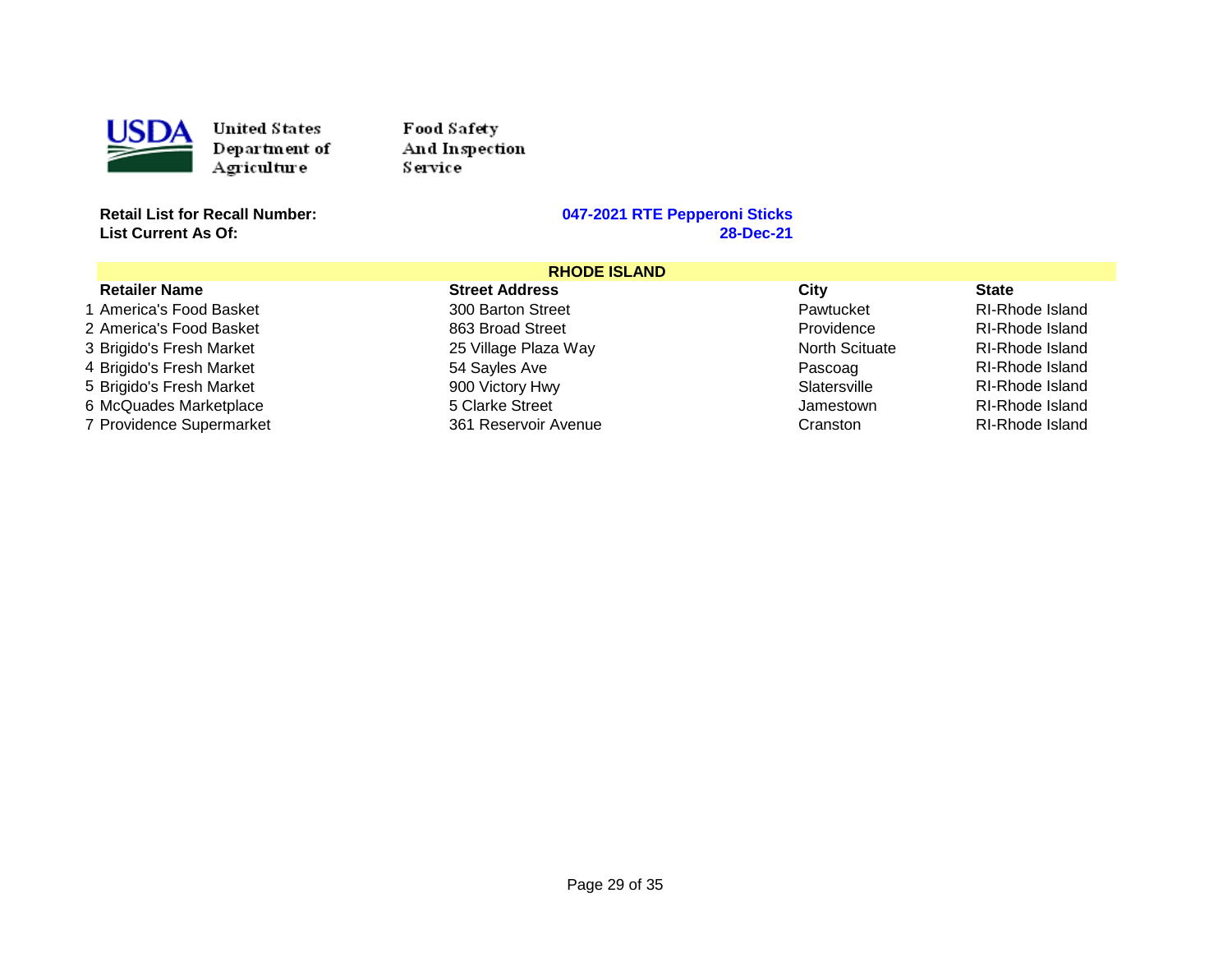United States Department of Agriculture

Food Safety And Inspection Service

**Retail List for Recall Number:** **047-2021 RTE Pepperoni Sticks**
**List Current As Of:** **28-Dec-21**

## RHODE ISLAND

| | Retailer Name | Street Address | City | State |
|---|---|---|---|---|
| 1 | America's Food Basket | 300 Barton Street | Pawtucket | RI-Rhode Island |
| 2 | America's Food Basket | 863 Broad Street | Providence | RI-Rhode Island |
| 3 | Brigido's Fresh Market | 25 Village Plaza Way | North Scituate | RI-Rhode Island |
| 4 | Brigido's Fresh Market | 54 Sayles Ave | Pascoag | RI-Rhode Island |
| 5 | Brigido's Fresh Market | 900 Victory Hwy | Slatersville | RI-Rhode Island |
| 6 | McQuades Marketplace | 5 Clarke Street | Jamestown | RI-Rhode Island |
| 7 | Providence Supermarket | 361 Reservoir Avenue | Cranston | RI-Rhode Island |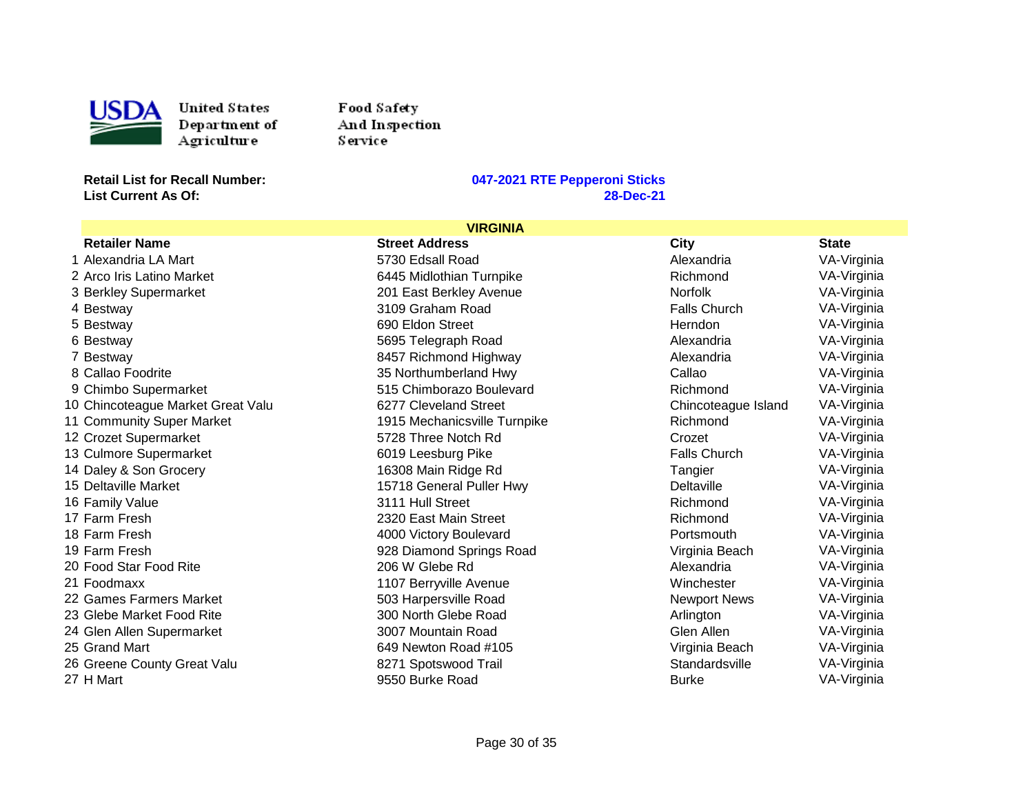United States Department of Agriculture

Food Safety And Inspection Service

**Retail List for Recall Number:** **047-2021 RTE Pepperoni Sticks**

**List Current As Of:** **28-Dec-21**

## VIRGINIA

| | Retailer Name | Street Address | City | State |
|---|---|---|---|---|
| 1 | Alexandria LA Mart | 5730 Edsall Road | Alexandria | VA-Virginia |
| 2 | Arco Iris Latino Market | 6445 Midlothian Turnpike | Richmond | VA-Virginia |
| 3 | Berkley Supermarket | 201 East Berkley Avenue | Norfolk | VA-Virginia |
| 4 | Bestway | 3109 Graham Road | Falls Church | VA-Virginia |
| 5 | Bestway | 690 Eldon Street | Herndon | VA-Virginia |
| 6 | Bestway | 5695 Telegraph Road | Alexandria | VA-Virginia |
| 7 | Bestway | 8457 Richmond Highway | Alexandria | VA-Virginia |
| 8 | Callao Foodrite | 35 Northumberland Hwy | Callao | VA-Virginia |
| 9 | Chimbo Supermarket | 515 Chimborazo Boulevard | Richmond | VA-Virginia |
| 10 | Chincoteague Market Great Valu | 6277 Cleveland Street | Chincoteague Island | VA-Virginia |
| 11 | Community Super Market | 1915 Mechanicsville Turnpike | Richmond | VA-Virginia |
| 12 | Crozet Supermarket | 5728 Three Notch Rd | Crozet | VA-Virginia |
| 13 | Culmore Supermarket | 6019 Leesburg Pike | Falls Church | VA-Virginia |
| 14 | Daley & Son Grocery | 16308 Main Ridge Rd | Tangier | VA-Virginia |
| 15 | Deltaville Market | 15718 General Puller Hwy | Deltaville | VA-Virginia |
| 16 | Family Value | 3111 Hull Street | Richmond | VA-Virginia |
| 17 | Farm Fresh | 2320 East Main Street | Richmond | VA-Virginia |
| 18 | Farm Fresh | 4000 Victory Boulevard | Portsmouth | VA-Virginia |
| 19 | Farm Fresh | 928 Diamond Springs Road | Virginia Beach | VA-Virginia |
| 20 | Food Star Food Rite | 206 W Glebe Rd | Alexandria | VA-Virginia |
| 21 | Foodmaxx | 1107 Berryville Avenue | Winchester | VA-Virginia |
| 22 | Games Farmers Market | 503 Harpersville Road | Newport News | VA-Virginia |
| 23 | Glebe Market Food Rite | 300 North Glebe Road | Arlington | VA-Virginia |
| 24 | Glen Allen Supermarket | 3007 Mountain Road | Glen Allen | VA-Virginia |
| 25 | Grand Mart | 649 Newton Road #105 | Virginia Beach | VA-Virginia |
| 26 | Greene County Great Valu | 8271 Spotswood Trail | Standardsville | VA-Virginia |
| 27 | H Mart | 9550 Burke Road | Burke | VA-Virginia |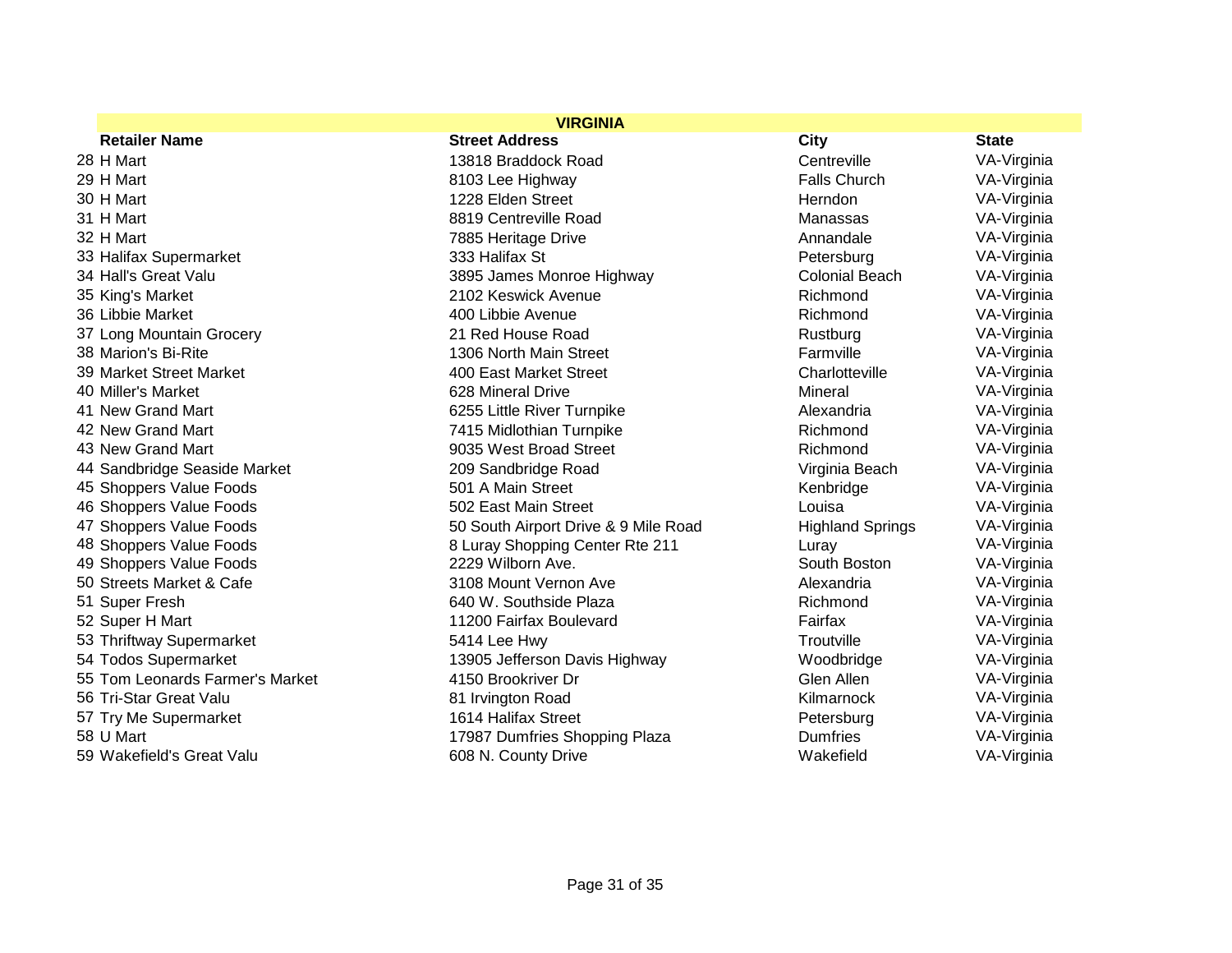| | Retailer Name | Street Address | City | State |
|---|---|---|---|---|
| | **VIRGINIA** | | | |
| 28 | H Mart | 13818 Braddock Road | Centreville | VA-Virginia |
| 29 | H Mart | 8103 Lee Highway | Falls Church | VA-Virginia |
| 30 | H Mart | 1228 Elden Street | Herndon | VA-Virginia |
| 31 | H Mart | 8819 Centreville Road | Manassas | VA-Virginia |
| 32 | H Mart | 7885 Heritage Drive | Annandale | VA-Virginia |
| 33 | Halifax Supermarket | 333 Halifax St | Petersburg | VA-Virginia |
| 34 | Hall's Great Valu | 3895 James Monroe Highway | Colonial Beach | VA-Virginia |
| 35 | King's Market | 2102 Keswick Avenue | Richmond | VA-Virginia |
| 36 | Libbie Market | 400 Libbie Avenue | Richmond | VA-Virginia |
| 37 | Long Mountain Grocery | 21 Red House Road | Rustburg | VA-Virginia |
| 38 | Marion's Bi-Rite | 1306 North Main Street | Farmville | VA-Virginia |
| 39 | Market Street Market | 400 East Market Street | Charlotteville | VA-Virginia |
| 40 | Miller's Market | 628 Mineral Drive | Mineral | VA-Virginia |
| 41 | New Grand Mart | 6255 Little River Turnpike | Alexandria | VA-Virginia |
| 42 | New Grand Mart | 7415 Midlothian Turnpike | Richmond | VA-Virginia |
| 43 | New Grand Mart | 9035 West Broad Street | Richmond | VA-Virginia |
| 44 | Sandbridge Seaside Market | 209 Sandbridge Road | Virginia Beach | VA-Virginia |
| 45 | Shoppers Value Foods | 501 A Main Street | Kenbridge | VA-Virginia |
| 46 | Shoppers Value Foods | 502 East Main Street | Louisa | VA-Virginia |
| 47 | Shoppers Value Foods | 50 South Airport Drive & 9 Mile Road | Highland Springs | VA-Virginia |
| 48 | Shoppers Value Foods | 8 Luray Shopping Center Rte 211 | Luray | VA-Virginia |
| 49 | Shoppers Value Foods | 2229 Wilborn Ave. | South Boston | VA-Virginia |
| 50 | Streets Market & Cafe | 3108 Mount Vernon Ave | Alexandria | VA-Virginia |
| 51 | Super Fresh | 640 W. Southside Plaza | Richmond | VA-Virginia |
| 52 | Super H Mart | 11200 Fairfax Boulevard | Fairfax | VA-Virginia |
| 53 | Thriftway Supermarket | 5414 Lee Hwy | Troutville | VA-Virginia |
| 54 | Todos Supermarket | 13905 Jefferson Davis Highway | Woodbridge | VA-Virginia |
| 55 | Tom Leonards Farmer's Market | 4150 Brookriver Dr | Glen Allen | VA-Virginia |
| 56 | Tri-Star Great Valu | 81 Irvington Road | Kilmarnock | VA-Virginia |
| 57 | Try Me Supermarket | 1614 Halifax Street | Petersburg | VA-Virginia |
| 58 | U Mart | 17987 Dumfries Shopping Plaza | Dumfries | VA-Virginia |
| 59 | Wakefield's Great Valu | 608 N. County Drive | Wakefield | VA-Virginia |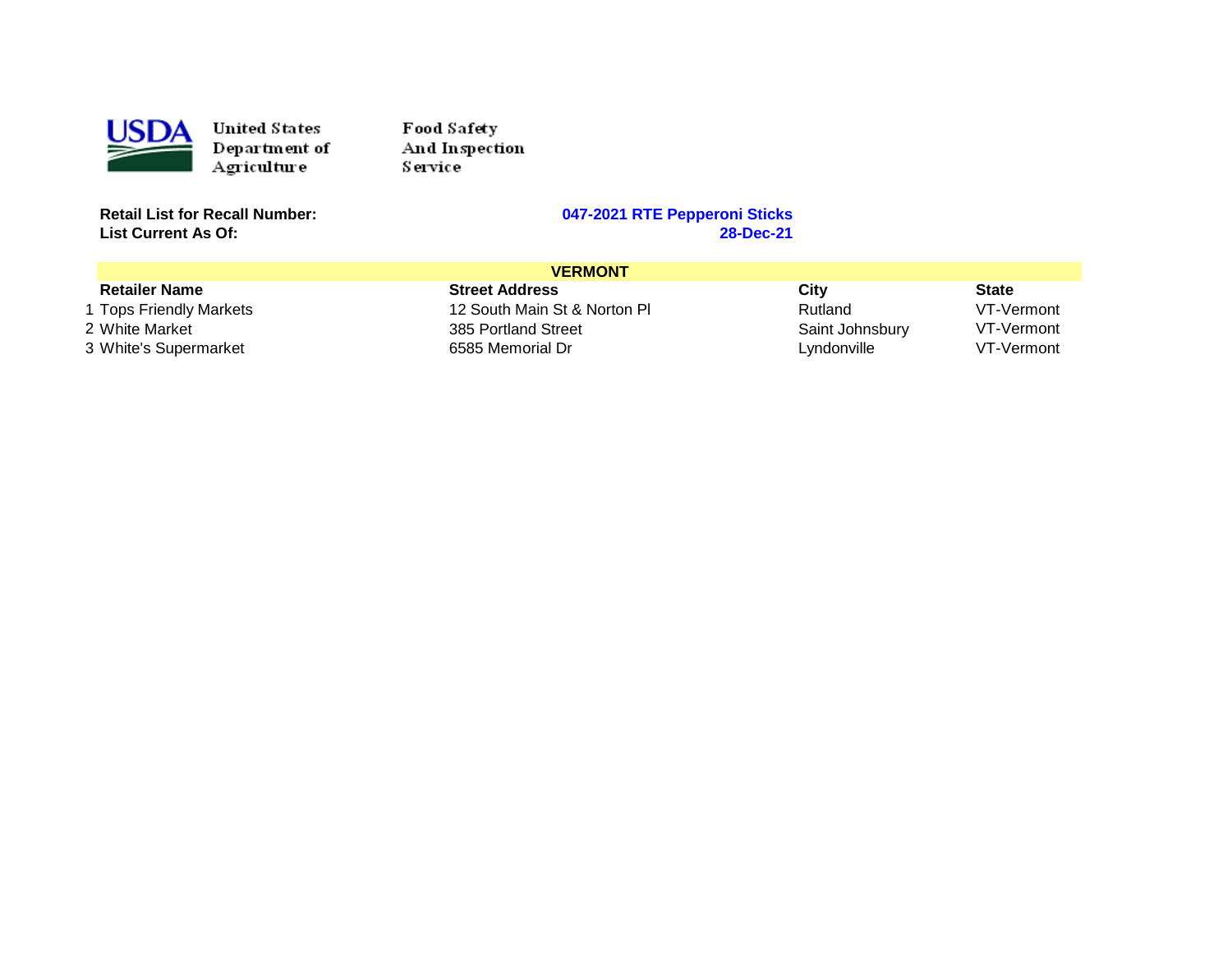United States Department of Agriculture

Food Safety And Inspection Service

**Retail List for Recall Number:** **047-2021 RTE Pepperoni Sticks**

**List Current As Of:** **28-Dec-21**

**VERMONT**

| | Retailer Name | Street Address | City | State |
|---|---|---|---|---|
| 1 | Tops Friendly Markets | 12 South Main St & Norton Pl | Rutland | VT-Vermont |
| 2 | White Market | 385 Portland Street | Saint Johnsbury | VT-Vermont |
| 3 | White's Supermarket | 6585 Memorial Dr | Lyndonville | VT-Vermont |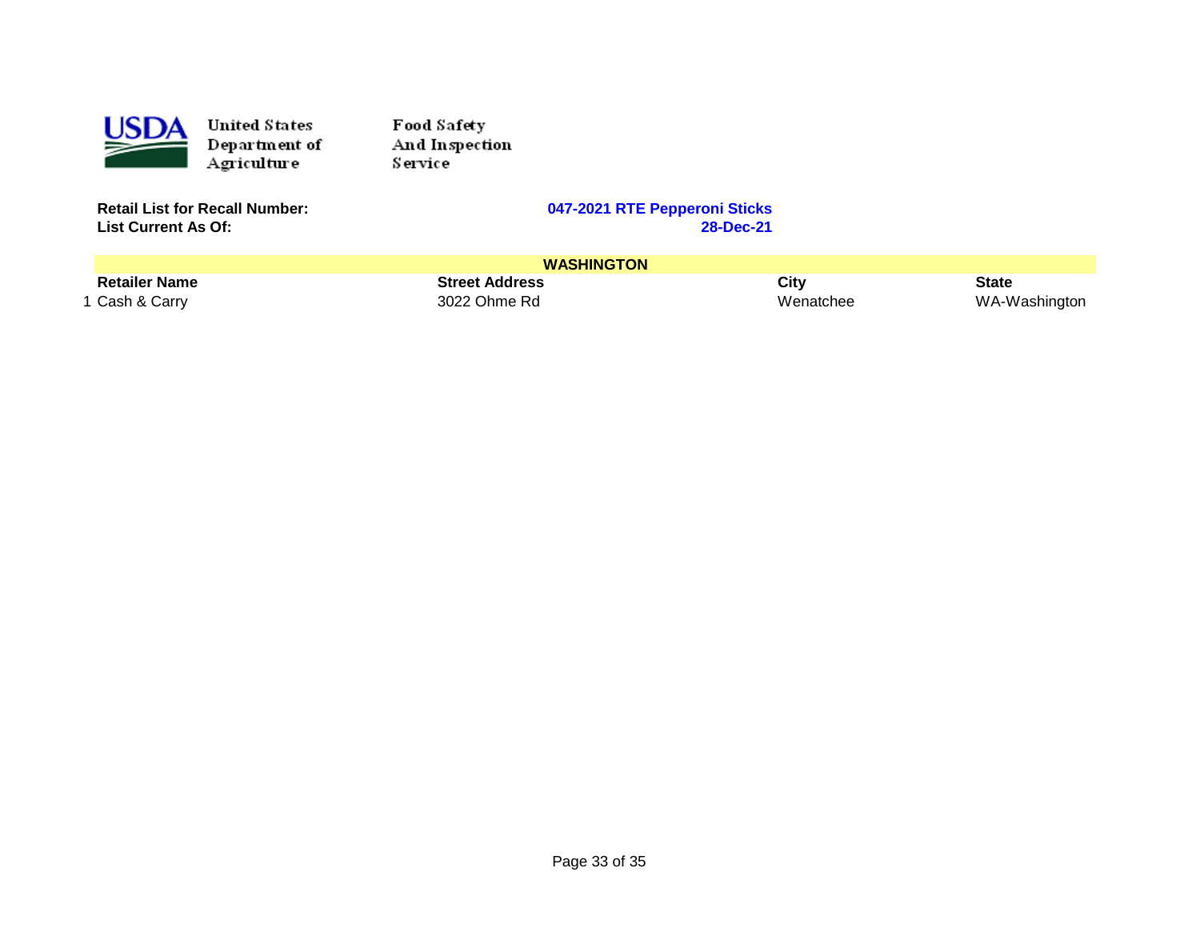United States Department of Agriculture

Food Safety And Inspection Service

**Retail List for Recall Number:** **047-2021 RTE Pepperoni Sticks**

**List Current As Of:** **28-Dec-21**

| | Retailer Name | Street Address | City | State |
|---|---|---|---|---|
| | **WASHINGTON** | | | |
| 1 | Cash & Carry | 3022 Ohme Rd | Wenatchee | WA-Washington |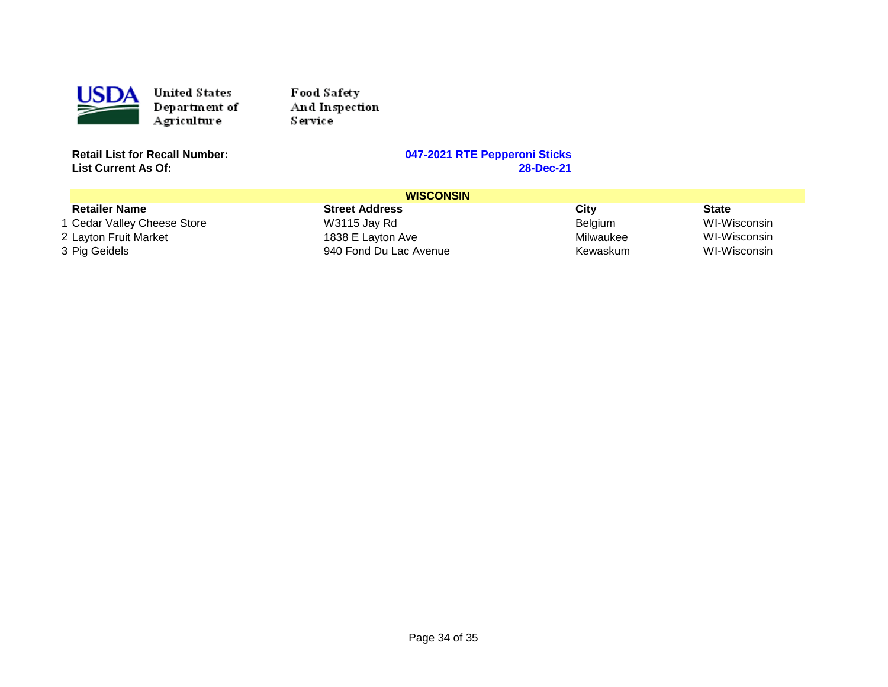United States Department of Agriculture

Food Safety And Inspection Service

**Retail List for Recall Number:** **047-2021 RTE Pepperoni Sticks**

**List Current As Of:** **28-Dec-21**

| | **WISCONSIN** | | | |
|---|---|---|---|---|
| | **Retailer Name** | **Street Address** | **City** | **State** |
| 1 | Cedar Valley Cheese Store | W3115 Jay Rd | Belgium | WI-Wisconsin |
| 2 | Layton Fruit Market | 1838 E Layton Ave | Milwaukee | WI-Wisconsin |
| 3 | Pig Geidels | 940 Fond Du Lac Avenue | Kewaskum | WI-Wisconsin |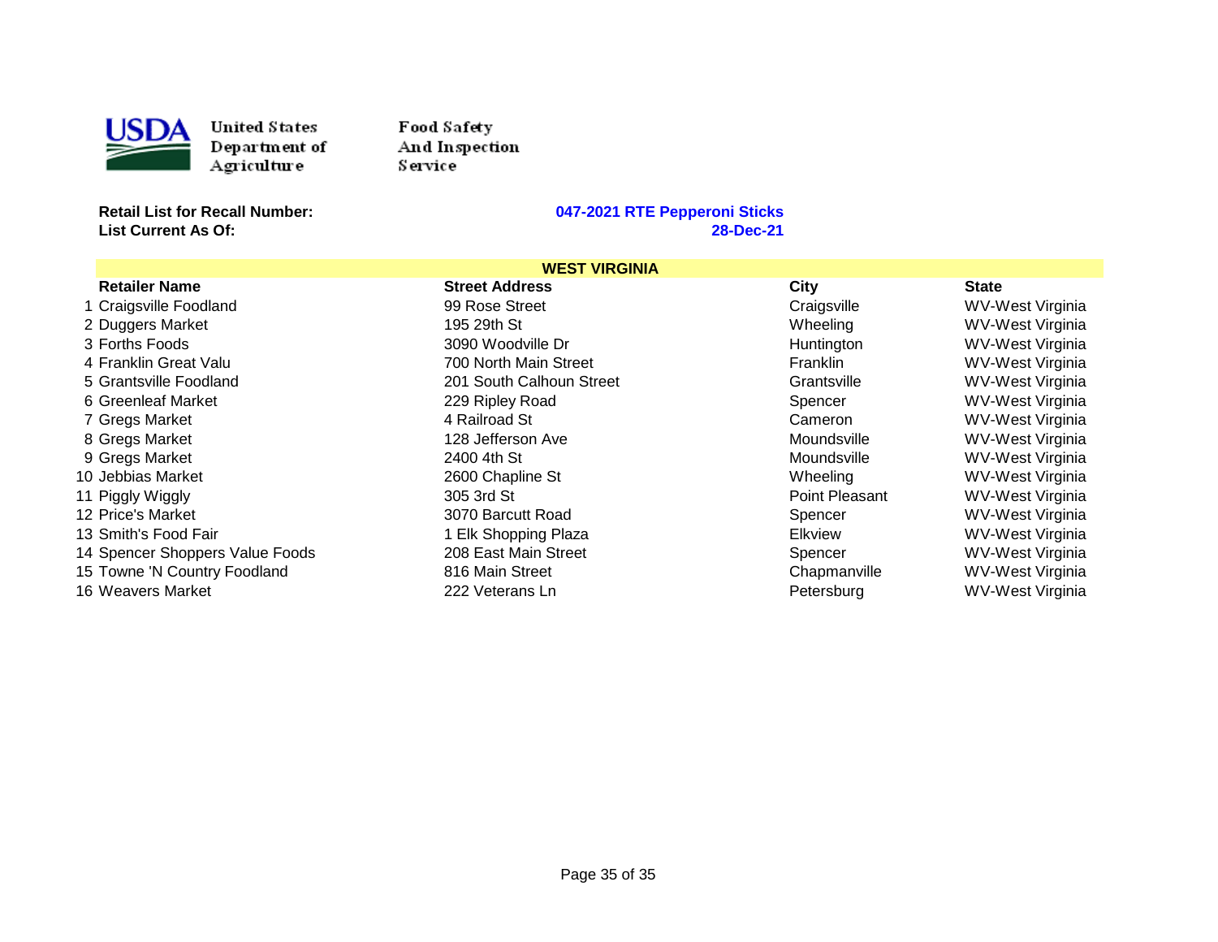United States Department of Agriculture

Food Safety And Inspection Service

**Retail List for Recall Number:** **047-2021 RTE Pepperoni Sticks**
**List Current As Of:** **28-Dec-21**

## WEST VIRGINIA

| | Retailer Name | Street Address | City | State |
|---|---|---|---|---|
| 1 | Craigsville Foodland | 99 Rose Street | Craigsville | WV-West Virginia |
| 2 | Duggers Market | 195 29th St | Wheeling | WV-West Virginia |
| 3 | Forths Foods | 3090 Woodville Dr | Huntington | WV-West Virginia |
| 4 | Franklin Great Valu | 700 North Main Street | Franklin | WV-West Virginia |
| 5 | Grantsville Foodland | 201 South Calhoun Street | Grantsville | WV-West Virginia |
| 6 | Greenleaf Market | 229 Ripley Road | Spencer | WV-West Virginia |
| 7 | Gregs Market | 4 Railroad St | Cameron | WV-West Virginia |
| 8 | Gregs Market | 128 Jefferson Ave | Moundsville | WV-West Virginia |
| 9 | Gregs Market | 2400 4th St | Moundsville | WV-West Virginia |
| 10 | Jebbias Market | 2600 Chapline St | Wheeling | WV-West Virginia |
| 11 | Piggly Wiggly | 305 3rd St | Point Pleasant | WV-West Virginia |
| 12 | Price's Market | 3070 Barcutt Road | Spencer | WV-West Virginia |
| 13 | Smith's Food Fair | 1 Elk Shopping Plaza | Elkview | WV-West Virginia |
| 14 | Spencer Shoppers Value Foods | 208 East Main Street | Spencer | WV-West Virginia |
| 15 | Towne 'N Country Foodland | 816 Main Street | Chapmanville | WV-West Virginia |
| 16 | Weavers Market | 222 Veterans Ln | Petersburg | WV-West Virginia |